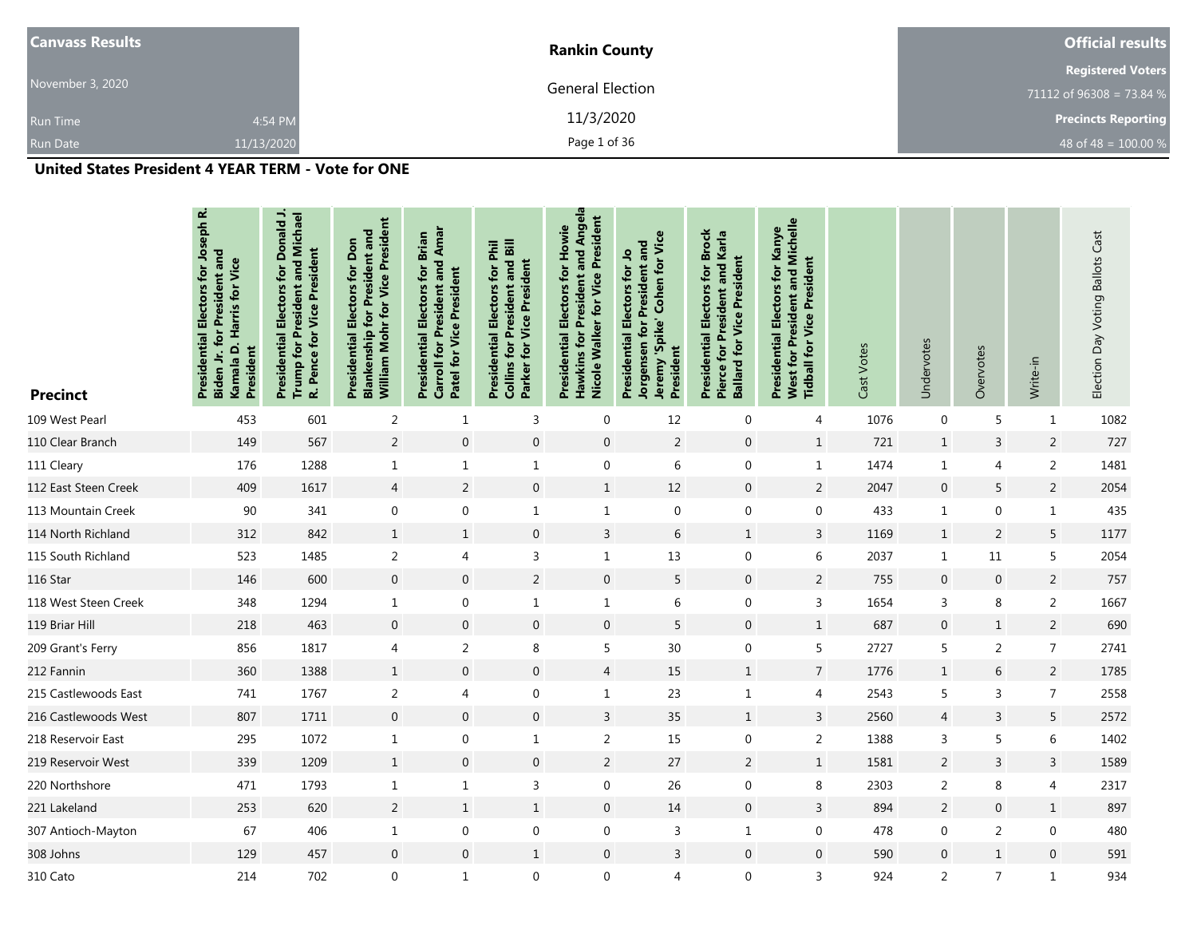| Canvass Results | Rankin County | Official results |
|---|---|---|
| November 3, 2020 | General Election | Registered Voters |
| Run Time 4:54 PM | 11/3/2020 | 71112 of 96308 = 73.84 % |
| Run Date 11/13/2020 | | Precincts Reporting |
| | | 48 of 48 = 100.00 % |

## United States President 4 YEAR TERM - Vote for ONE

| Precinct | Presidential Electors for Joseph R. Biden Jr. for President and Kamala D. Harris for Vice President | Presidential Electors for Donald J. Trump for President and Michael R. Pence for Vice President | Presidential Electors for Don Blankenship for President and William Mohr for Vice President | Presidential Electors for Brian Carroll for President and Amar Patel for Vice President | Presidential Electors for Phil Collins for President and Bill Parker for Vice President | Presidential Electors for Howie Hawkins for President and Angela Nicole Walker for Vice President | Presidential Electors for Jo Jorgensen for President and Jeremy 'Spike' Cohen for Vice President | Presidential Electors for Brock Pierce for President and Karla Ballard for Vice President | Presidential Electors for Kanye West for President and Michelle Tidball for Vice President | Cast Votes | Undervotes | Overvotes | Write-in | Election Day Voting Ballots Cast |
|---|---|---|---|---|---|---|---|---|---|---|---|---|---|---|
| 109 West Pearl | 453 | 601 | 2 | 1 | 3 | 0 | 12 | 0 | 4 | 1076 | 0 | 5 | 1 | 1082 |
| 110 Clear Branch | 149 | 567 | 2 | 0 | 0 | 0 | 2 | 0 | 1 | 721 | 1 | 3 | 2 | 727 |
| 111 Cleary | 176 | 1288 | 1 | 1 | 1 | 0 | 6 | 0 | 1 | 1474 | 1 | 4 | 2 | 1481 |
| 112 East Steen Creek | 409 | 1617 | 4 | 2 | 0 | 1 | 12 | 0 | 2 | 2047 | 0 | 5 | 2 | 2054 |
| 113 Mountain Creek | 90 | 341 | 0 | 0 | 1 | 1 | 0 | 0 | 0 | 433 | 1 | 0 | 1 | 435 |
| 114 North Richland | 312 | 842 | 1 | 1 | 0 | 3 | 6 | 1 | 3 | 1169 | 1 | 2 | 5 | 1177 |
| 115 South Richland | 523 | 1485 | 2 | 4 | 3 | 1 | 13 | 0 | 6 | 2037 | 1 | 11 | 5 | 2054 |
| 116 Star | 146 | 600 | 0 | 0 | 2 | 0 | 5 | 0 | 2 | 755 | 0 | 0 | 2 | 757 |
| 118 West Steen Creek | 348 | 1294 | 1 | 0 | 1 | 1 | 6 | 0 | 3 | 1654 | 3 | 8 | 2 | 1667 |
| 119 Briar Hill | 218 | 463 | 0 | 0 | 0 | 0 | 5 | 0 | 1 | 687 | 0 | 1 | 2 | 690 |
| 209 Grant's Ferry | 856 | 1817 | 4 | 2 | 8 | 5 | 30 | 0 | 5 | 2727 | 5 | 2 | 7 | 2741 |
| 212 Fannin | 360 | 1388 | 1 | 0 | 0 | 4 | 15 | 1 | 7 | 1776 | 1 | 6 | 2 | 1785 |
| 215 Castlewoods East | 741 | 1767 | 2 | 4 | 0 | 1 | 23 | 1 | 4 | 2543 | 5 | 3 | 7 | 2558 |
| 216 Castlewoods West | 807 | 1711 | 0 | 0 | 0 | 3 | 35 | 1 | 3 | 2560 | 4 | 3 | 5 | 2572 |
| 218 Reservoir East | 295 | 1072 | 1 | 0 | 1 | 2 | 15 | 0 | 2 | 1388 | 3 | 5 | 6 | 1402 |
| 219 Reservoir West | 339 | 1209 | 1 | 0 | 0 | 2 | 27 | 2 | 1 | 1581 | 2 | 3 | 3 | 1589 |
| 220 Northshore | 471 | 1793 | 1 | 1 | 3 | 0 | 26 | 0 | 8 | 2303 | 2 | 8 | 4 | 2317 |
| 221 Lakeland | 253 | 620 | 2 | 1 | 1 | 0 | 14 | 0 | 3 | 894 | 2 | 0 | 1 | 897 |
| 307 Antioch-Mayton | 67 | 406 | 1 | 0 | 0 | 0 | 3 | 1 | 0 | 478 | 0 | 2 | 0 | 480 |
| 308 Johns | 129 | 457 | 0 | 0 | 1 | 0 | 3 | 0 | 0 | 590 | 0 | 1 | 0 | 591 |
| 310 Cato | 214 | 702 | 0 | 1 | 0 | 0 | 4 | 0 | 3 | 924 | 2 | 7 | 1 | 934 |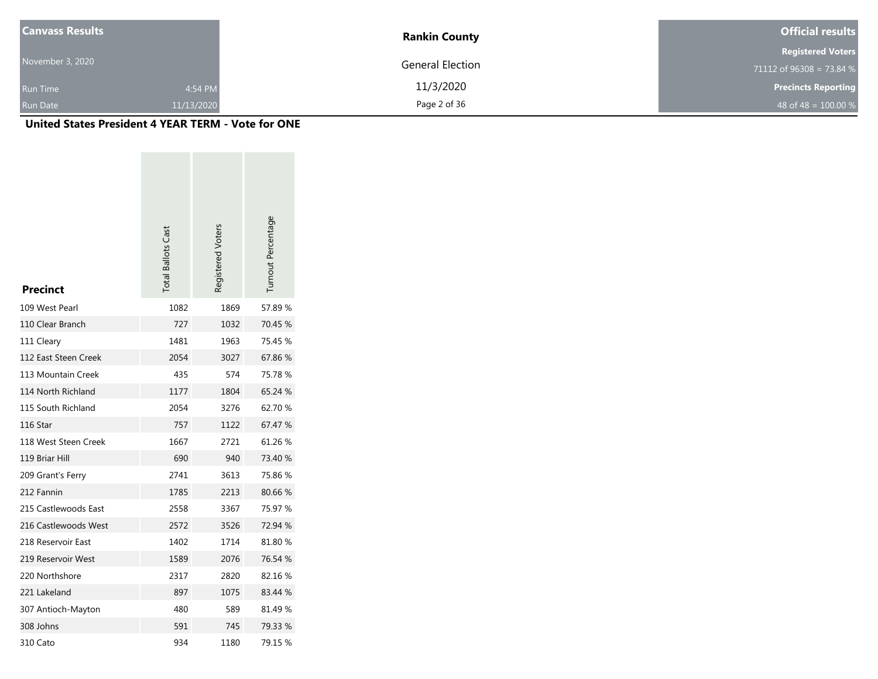| Canvass Results | Rankin County | Official results |
| --- | --- | --- |
| November 3, 2020 | General Election | Registered Voters |
| | 11/3/2020 | 71112 of 96308 = 73.84 % |
| Run Time 4:54 PM | | Precincts Reporting |
| Run Date 11/13/2020 | | 48 of 48 = 100.00 % |

## United States President 4 YEAR TERM - Vote for ONE

| Precinct | Total Ballots Cast | Registered Voters | Turnout Percentage |
| --- | --- | --- | --- |
| 109 West Pearl | 1082 | 1869 | 57.89 % |
| 110 Clear Branch | 727 | 1032 | 70.45 % |
| 111 Cleary | 1481 | 1963 | 75.45 % |
| 112 East Steen Creek | 2054 | 3027 | 67.86 % |
| 113 Mountain Creek | 435 | 574 | 75.78 % |
| 114 North Richland | 1177 | 1804 | 65.24 % |
| 115 South Richland | 2054 | 3276 | 62.70 % |
| 116 Star | 757 | 1122 | 67.47 % |
| 118 West Steen Creek | 1667 | 2721 | 61.26 % |
| 119 Briar Hill | 690 | 940 | 73.40 % |
| 209 Grant's Ferry | 2741 | 3613 | 75.86 % |
| 212 Fannin | 1785 | 2213 | 80.66 % |
| 215 Castlewoods East | 2558 | 3367 | 75.97 % |
| 216 Castlewoods West | 2572 | 3526 | 72.94 % |
| 218 Reservoir East | 1402 | 1714 | 81.80 % |
| 219 Reservoir West | 1589 | 2076 | 76.54 % |
| 220 Northshore | 2317 | 2820 | 82.16 % |
| 221 Lakeland | 897 | 1075 | 83.44 % |
| 307 Antioch-Mayton | 480 | 589 | 81.49 % |
| 308 Johns | 591 | 745 | 79.33 % |
| 310 Cato | 934 | 1180 | 79.15 % |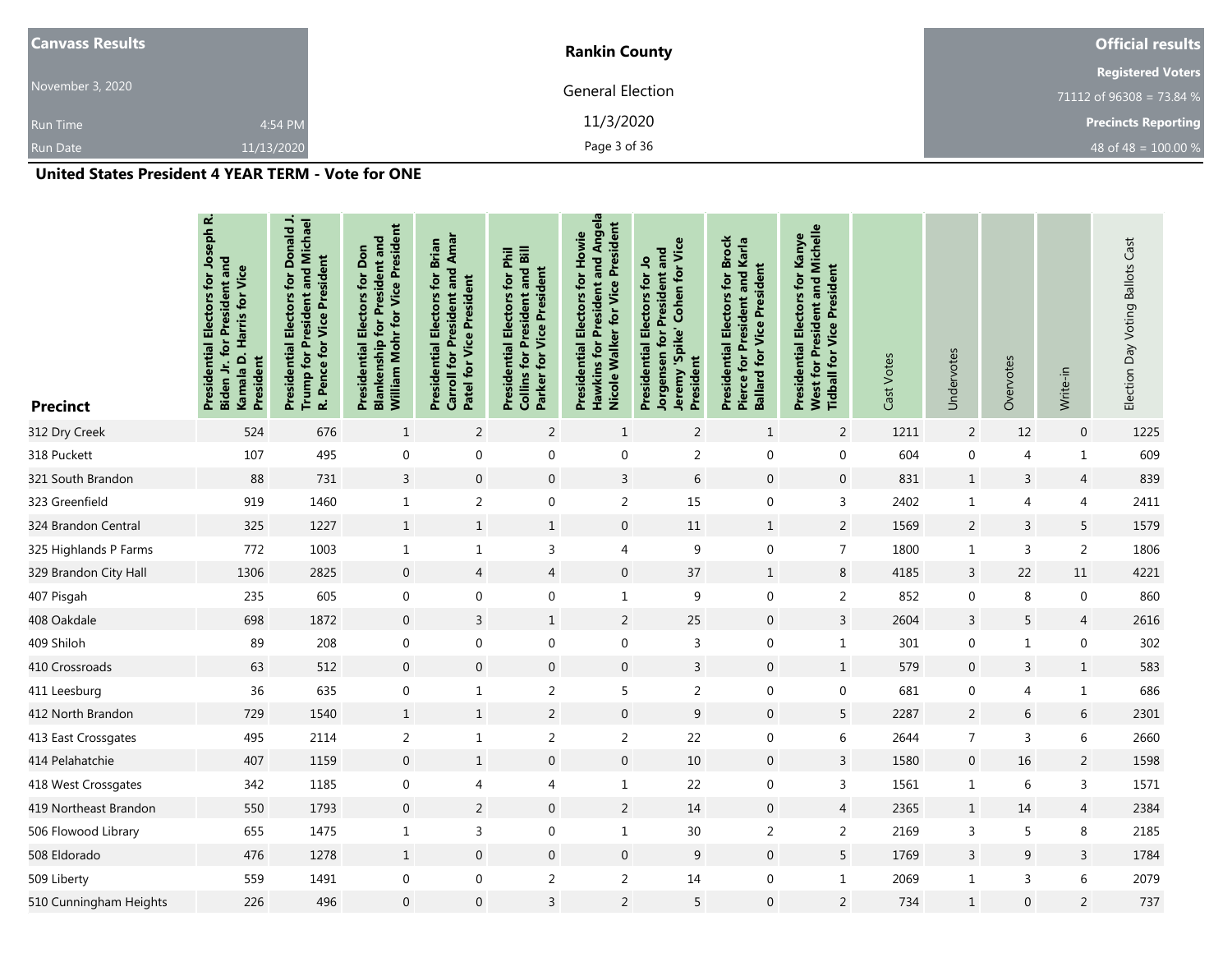| Canvass Results | Rankin County | Official results |
|---|---|---|
| November 3, 2020 | General Election | Registered Voters 71112 of 96308 = 73.84 % |
| Run Time 4:54 PM | 11/3/2020 | Precincts Reporting |
| Run Date 11/13/2020 | | 48 of 48 = 100.00 % |

## United States President 4 YEAR TERM - Vote for ONE

| Precinct | Presidential Electors for Joseph R. Biden Jr. for President and Kamala D. Harris for Vice President | Presidential Electors for Donald J. Trump for President and Michael R. Pence for Vice President | Presidential Electors for Don Blankenship for President and William Mohr for Vice President | Presidential Electors for Brian Carroll for President and Amar Patel for Vice President | Presidential Electors for Phil Collins for President and Bill Parker for Vice President | Presidential Electors for Howie Hawkins for President and Angela Nicole Walker for Vice President | Presidential Electors for Jo Jorgensen for President and Jeremy 'Spike' Cohen for Vice President | Presidential Electors for Brock Pierce for President and Karla Ballard for Vice President | Presidential Electors for Kanye West for President and Michelle Tidball for Vice President | Cast Votes | Undervotes | Overvotes | Write-in | Election Day Voting Ballots Cast |
|---|---|---|---|---|---|---|---|---|---|---|---|---|---|---|
| 312 Dry Creek | 524 | 676 | 1 | 2 | 2 | 1 | 2 | 1 | 2 | 1211 | 2 | 12 | 0 | 1225 |
| 318 Puckett | 107 | 495 | 0 | 0 | 0 | 0 | 2 | 0 | 0 | 604 | 0 | 4 | 1 | 609 |
| 321 South Brandon | 88 | 731 | 3 | 0 | 0 | 3 | 6 | 0 | 0 | 831 | 1 | 3 | 4 | 839 |
| 323 Greenfield | 919 | 1460 | 1 | 2 | 0 | 2 | 15 | 0 | 3 | 2402 | 1 | 4 | 4 | 2411 |
| 324 Brandon Central | 325 | 1227 | 1 | 1 | 1 | 0 | 11 | 1 | 2 | 1569 | 2 | 3 | 5 | 1579 |
| 325 Highlands P Farms | 772 | 1003 | 1 | 1 | 3 | 4 | 9 | 0 | 7 | 1800 | 1 | 3 | 2 | 1806 |
| 329 Brandon City Hall | 1306 | 2825 | 0 | 4 | 4 | 0 | 37 | 1 | 8 | 4185 | 3 | 22 | 11 | 4221 |
| 407 Pisgah | 235 | 605 | 0 | 0 | 0 | 1 | 9 | 0 | 2 | 852 | 0 | 8 | 0 | 860 |
| 408 Oakdale | 698 | 1872 | 0 | 3 | 1 | 2 | 25 | 0 | 3 | 2604 | 3 | 5 | 4 | 2616 |
| 409 Shiloh | 89 | 208 | 0 | 0 | 0 | 0 | 3 | 0 | 1 | 301 | 0 | 1 | 0 | 302 |
| 410 Crossroads | 63 | 512 | 0 | 0 | 0 | 0 | 3 | 0 | 1 | 579 | 0 | 3 | 1 | 583 |
| 411 Leesburg | 36 | 635 | 0 | 1 | 2 | 5 | 2 | 0 | 0 | 681 | 0 | 4 | 1 | 686 |
| 412 North Brandon | 729 | 1540 | 1 | 1 | 2 | 0 | 9 | 0 | 5 | 2287 | 2 | 6 | 6 | 2301 |
| 413 East Crossgates | 495 | 2114 | 2 | 1 | 2 | 2 | 22 | 0 | 6 | 2644 | 7 | 3 | 6 | 2660 |
| 414 Pelahatchie | 407 | 1159 | 0 | 1 | 0 | 0 | 10 | 0 | 3 | 1580 | 0 | 16 | 2 | 1598 |
| 418 West Crossgates | 342 | 1185 | 0 | 4 | 4 | 1 | 22 | 0 | 3 | 1561 | 1 | 6 | 3 | 1571 |
| 419 Northeast Brandon | 550 | 1793 | 0 | 2 | 0 | 2 | 14 | 0 | 4 | 2365 | 1 | 14 | 4 | 2384 |
| 506 Flowood Library | 655 | 1475 | 1 | 3 | 0 | 1 | 30 | 2 | 2 | 2169 | 3 | 5 | 8 | 2185 |
| 508 Eldorado | 476 | 1278 | 1 | 0 | 0 | 0 | 9 | 0 | 5 | 1769 | 3 | 9 | 3 | 1784 |
| 509 Liberty | 559 | 1491 | 0 | 0 | 2 | 2 | 14 | 0 | 1 | 2069 | 1 | 3 | 6 | 2079 |
| 510 Cunningham Heights | 226 | 496 | 0 | 0 | 3 | 2 | 5 | 0 | 2 | 734 | 1 | 0 | 2 | 737 |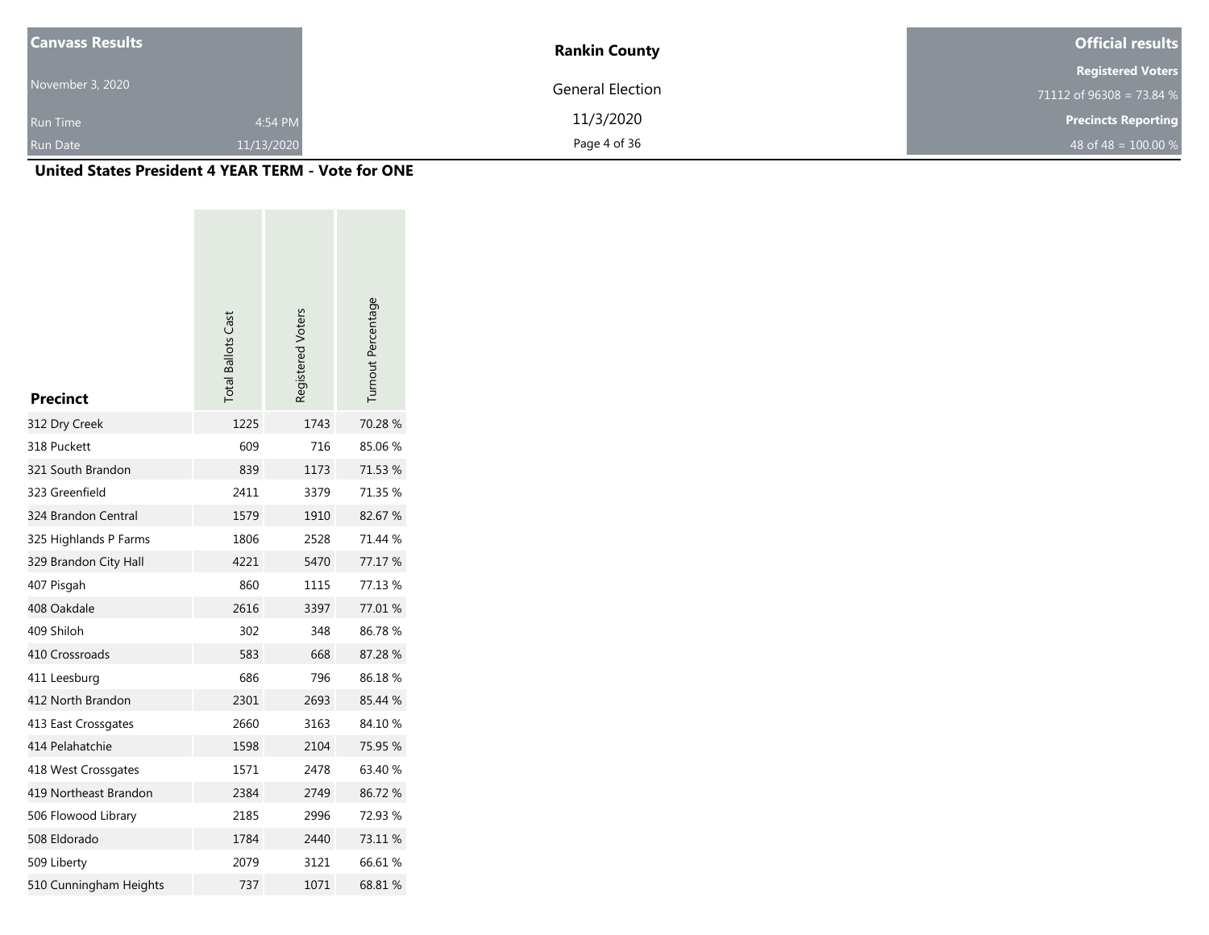| Canvass Results | | Rankin County | Official results |
|---|---|---|---|
| November 3, 2020 | | General Election | Registered Voters |
| | | 11/3/2020 | 71112 of 96308 = 73.84 % |
| Run Time | 4:54 PM | | Precincts Reporting |
| Run Date | 11/13/2020 | | 48 of 48 = 100.00 % |

## United States President 4 YEAR TERM - Vote for ONE

| Precinct | Total Ballots Cast | Registered Voters | Turnout Percentage |
|---|---|---|---|
| 312 Dry Creek | 1225 | 1743 | 70.28 % |
| 318 Puckett | 609 | 716 | 85.06 % |
| 321 South Brandon | 839 | 1173 | 71.53 % |
| 323 Greenfield | 2411 | 3379 | 71.35 % |
| 324 Brandon Central | 1579 | 1910 | 82.67 % |
| 325 Highlands P Farms | 1806 | 2528 | 71.44 % |
| 329 Brandon City Hall | 4221 | 5470 | 77.17 % |
| 407 Pisgah | 860 | 1115 | 77.13 % |
| 408 Oakdale | 2616 | 3397 | 77.01 % |
| 409 Shiloh | 302 | 348 | 86.78 % |
| 410 Crossroads | 583 | 668 | 87.28 % |
| 411 Leesburg | 686 | 796 | 86.18 % |
| 412 North Brandon | 2301 | 2693 | 85.44 % |
| 413 East Crossgates | 2660 | 3163 | 84.10 % |
| 414 Pelahatchie | 1598 | 2104 | 75.95 % |
| 418 West Crossgates | 1571 | 2478 | 63.40 % |
| 419 Northeast Brandon | 2384 | 2749 | 86.72 % |
| 506 Flowood Library | 2185 | 2996 | 72.93 % |
| 508 Eldorado | 1784 | 2440 | 73.11 % |
| 509 Liberty | 2079 | 3121 | 66.61 % |
| 510 Cunningham Heights | 737 | 1071 | 68.81 % |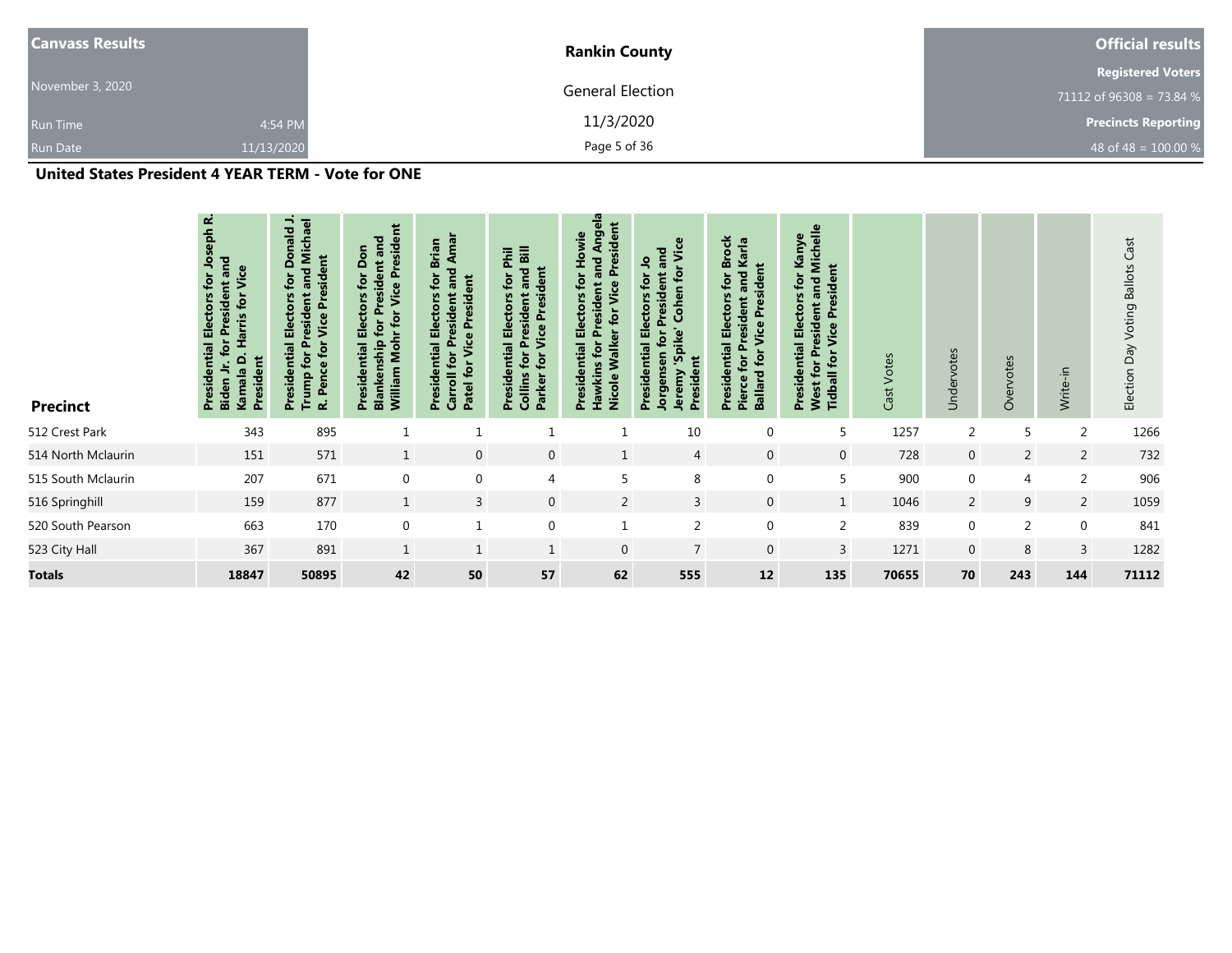**Canvass Results** | **Rankin County** | **Official results**

November 3, 2020 — General Election — 11/3/2020

Run Time: 4:54 PM

Run Date: 11/13/2020

**Registered Voters**: 71112 of 96308 = 73.84 %

**Precincts Reporting**: 48 of 48 = 100.00 %

## United States President 4 YEAR TERM - Vote for ONE

| Precinct | Presidential Electors for Joseph R. Biden Jr. for President and Kamala D. Harris for Vice President | Presidential Electors for Donald J. Trump for President and Michael R. Pence for Vice President | Presidential Electors for Don Blankenship for President and William Mohr for Vice President | Presidential Electors for Brian Carroll for President and Amar Patel for Vice President | Presidential Electors for Phil Collins for President and Bill Parker for Vice President | Presidential Electors for Howie Hawkins for President and Angela Nicole Walker for Vice President | Presidential Electors for Jo Jorgensen for President and Jeremy 'Spike' Cohen for Vice President | Presidential Electors for Brock Pierce for President and Karla Ballard for Vice President | Presidential Electors for Kanye West for President and Michelle Tidball for Vice President | Cast Votes | Undervotes | Overvotes | Write-in | Election Day Voting Ballots Cast |
|---|---|---|---|---|---|---|---|---|---|---|---|---|---|---|
| 512 Crest Park | 343 | 895 | 1 | 1 | 1 | 1 | 10 | 0 | 5 | 1257 | 2 | 5 | 2 | 1266 |
| 514 North Mclaurin | 151 | 571 | 1 | 0 | 0 | 1 | 4 | 0 | 0 | 728 | 0 | 2 | 2 | 732 |
| 515 South Mclaurin | 207 | 671 | 0 | 0 | 4 | 5 | 8 | 0 | 5 | 900 | 0 | 4 | 2 | 906 |
| 516 Springhill | 159 | 877 | 1 | 3 | 0 | 2 | 3 | 0 | 1 | 1046 | 2 | 9 | 2 | 1059 |
| 520 South Pearson | 663 | 170 | 0 | 1 | 0 | 1 | 2 | 0 | 2 | 839 | 0 | 2 | 0 | 841 |
| 523 City Hall | 367 | 891 | 1 | 1 | 1 | 0 | 7 | 0 | 3 | 1271 | 0 | 8 | 3 | 1282 |
| **Totals** | **18847** | **50895** | **42** | **50** | **57** | **62** | **555** | **12** | **135** | **70655** | **70** | **243** | **144** | **71112** |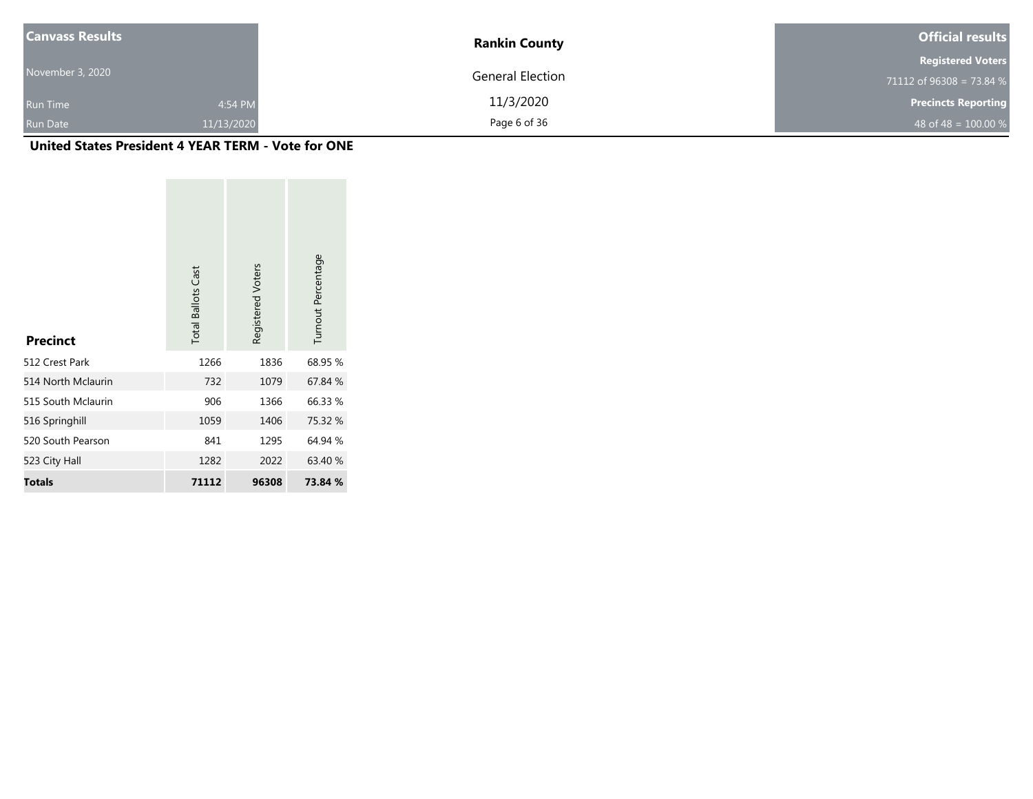## United States President 4 YEAR TERM - Vote for ONE

| Precinct | Total Ballots Cast | Registered Voters | Turnout Percentage |
|---|---|---|---|
| 512 Crest Park | 1266 | 1836 | 68.95 % |
| 514 North Mclaurin | 732 | 1079 | 67.84 % |
| 515 South Mclaurin | 906 | 1366 | 66.33 % |
| 516 Springhill | 1059 | 1406 | 75.32 % |
| 520 South Pearson | 841 | 1295 | 64.94 % |
| 523 City Hall | 1282 | 2022 | 63.40 % |
| **Totals** | **71112** | **96308** | **73.84 %** |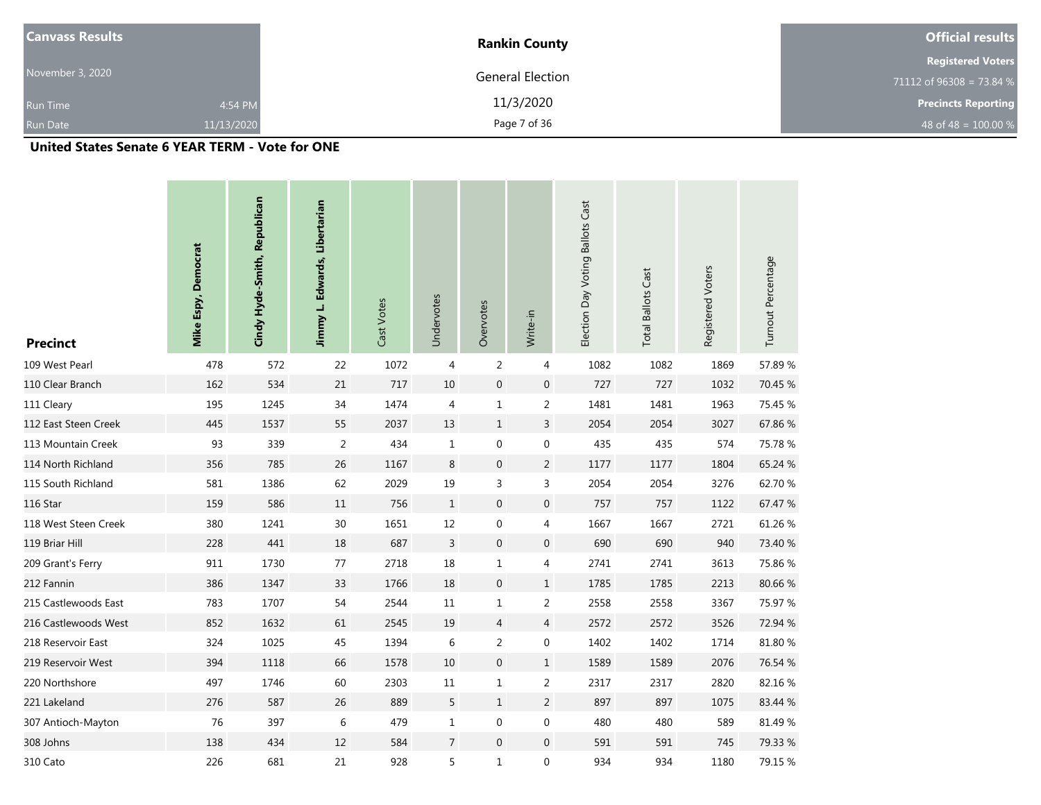| Canvass Results | Rankin County | Official results |
|---|---|---|
| November 3, 2020 | General Election | Registered Voters |
| Run Time 4:54 PM | 11/3/2020 | 71112 of 96308 = 73.84 % |
| Run Date 11/13/2020 | | Precincts Reporting |
| | | 48 of 48 = 100.00 % |

## United States Senate 6 YEAR TERM - Vote for ONE

| Precinct | Mike Espy, Democrat | Cindy Hyde-Smith, Republican | Jimmy L. Edwards, Libertarian | Cast Votes | Undervotes | Overvotes | Write-in | Election Day Voting Ballots Cast | Total Ballots Cast | Registered Voters | Turnout Percentage |
|---|---|---|---|---|---|---|---|---|---|---|---|
| 109 West Pearl | 478 | 572 | 22 | 1072 | 4 | 2 | 4 | 1082 | 1082 | 1869 | 57.89 % |
| 110 Clear Branch | 162 | 534 | 21 | 717 | 10 | 0 | 0 | 727 | 727 | 1032 | 70.45 % |
| 111 Cleary | 195 | 1245 | 34 | 1474 | 4 | 1 | 2 | 1481 | 1481 | 1963 | 75.45 % |
| 112 East Steen Creek | 445 | 1537 | 55 | 2037 | 13 | 1 | 3 | 2054 | 2054 | 3027 | 67.86 % |
| 113 Mountain Creek | 93 | 339 | 2 | 434 | 1 | 0 | 0 | 435 | 435 | 574 | 75.78 % |
| 114 North Richland | 356 | 785 | 26 | 1167 | 8 | 0 | 2 | 1177 | 1177 | 1804 | 65.24 % |
| 115 South Richland | 581 | 1386 | 62 | 2029 | 19 | 3 | 3 | 2054 | 2054 | 3276 | 62.70 % |
| 116 Star | 159 | 586 | 11 | 756 | 1 | 0 | 0 | 757 | 757 | 1122 | 67.47 % |
| 118 West Steen Creek | 380 | 1241 | 30 | 1651 | 12 | 0 | 4 | 1667 | 1667 | 2721 | 61.26 % |
| 119 Briar Hill | 228 | 441 | 18 | 687 | 3 | 0 | 0 | 690 | 690 | 940 | 73.40 % |
| 209 Grant's Ferry | 911 | 1730 | 77 | 2718 | 18 | 1 | 4 | 2741 | 2741 | 3613 | 75.86 % |
| 212 Fannin | 386 | 1347 | 33 | 1766 | 18 | 0 | 1 | 1785 | 1785 | 2213 | 80.66 % |
| 215 Castlewoods East | 783 | 1707 | 54 | 2544 | 11 | 1 | 2 | 2558 | 2558 | 3367 | 75.97 % |
| 216 Castlewoods West | 852 | 1632 | 61 | 2545 | 19 | 4 | 4 | 2572 | 2572 | 3526 | 72.94 % |
| 218 Reservoir East | 324 | 1025 | 45 | 1394 | 6 | 2 | 0 | 1402 | 1402 | 1714 | 81.80 % |
| 219 Reservoir West | 394 | 1118 | 66 | 1578 | 10 | 0 | 1 | 1589 | 1589 | 2076 | 76.54 % |
| 220 Northshore | 497 | 1746 | 60 | 2303 | 11 | 1 | 2 | 2317 | 2317 | 2820 | 82.16 % |
| 221 Lakeland | 276 | 587 | 26 | 889 | 5 | 1 | 2 | 897 | 897 | 1075 | 83.44 % |
| 307 Antioch-Mayton | 76 | 397 | 6 | 479 | 1 | 0 | 0 | 480 | 480 | 589 | 81.49 % |
| 308 Johns | 138 | 434 | 12 | 584 | 7 | 0 | 0 | 591 | 591 | 745 | 79.33 % |
| 310 Cato | 226 | 681 | 21 | 928 | 5 | 1 | 0 | 934 | 934 | 1180 | 79.15 % |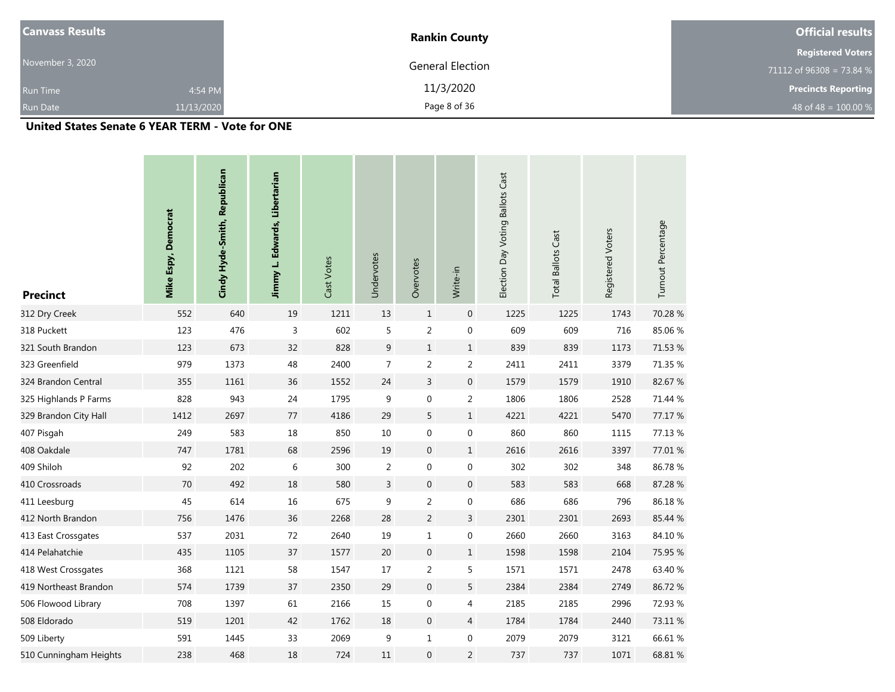| Canvass Results | | Rankin County | Official results |
|---|---|---|---|
| November 3, 2020 | | General Election | Registered Voters |
| | | | 71112 of 96308 = 73.84 % |
| Run Time | 4:54 PM | 11/3/2020 | Precincts Reporting |
| Run Date | 11/13/2020 | | 48 of 48 = 100.00 % |

## United States Senate 6 YEAR TERM - Vote for ONE

| Precinct | Mike Espy, Democrat | Cindy Hyde-Smith, Republican | Jimmy L. Edwards, Libertarian | Cast Votes | Undervotes | Overvotes | Write-in | Election Day Voting Ballots Cast | Total Ballots Cast | Registered Voters | Turnout Percentage |
|---|---|---|---|---|---|---|---|---|---|---|---|
| 312 Dry Creek | 552 | 640 | 19 | 1211 | 13 | 1 | 0 | 1225 | 1225 | 1743 | 70.28 % |
| 318 Puckett | 123 | 476 | 3 | 602 | 5 | 2 | 0 | 609 | 609 | 716 | 85.06 % |
| 321 South Brandon | 123 | 673 | 32 | 828 | 9 | 1 | 1 | 839 | 839 | 1173 | 71.53 % |
| 323 Greenfield | 979 | 1373 | 48 | 2400 | 7 | 2 | 2 | 2411 | 2411 | 3379 | 71.35 % |
| 324 Brandon Central | 355 | 1161 | 36 | 1552 | 24 | 3 | 0 | 1579 | 1579 | 1910 | 82.67 % |
| 325 Highlands P Farms | 828 | 943 | 24 | 1795 | 9 | 0 | 2 | 1806 | 1806 | 2528 | 71.44 % |
| 329 Brandon City Hall | 1412 | 2697 | 77 | 4186 | 29 | 5 | 1 | 4221 | 4221 | 5470 | 77.17 % |
| 407 Pisgah | 249 | 583 | 18 | 850 | 10 | 0 | 0 | 860 | 860 | 1115 | 77.13 % |
| 408 Oakdale | 747 | 1781 | 68 | 2596 | 19 | 0 | 1 | 2616 | 2616 | 3397 | 77.01 % |
| 409 Shiloh | 92 | 202 | 6 | 300 | 2 | 0 | 0 | 302 | 302 | 348 | 86.78 % |
| 410 Crossroads | 70 | 492 | 18 | 580 | 3 | 0 | 0 | 583 | 583 | 668 | 87.28 % |
| 411 Leesburg | 45 | 614 | 16 | 675 | 9 | 2 | 0 | 686 | 686 | 796 | 86.18 % |
| 412 North Brandon | 756 | 1476 | 36 | 2268 | 28 | 2 | 3 | 2301 | 2301 | 2693 | 85.44 % |
| 413 East Crossgates | 537 | 2031 | 72 | 2640 | 19 | 1 | 0 | 2660 | 2660 | 3163 | 84.10 % |
| 414 Pelahatchie | 435 | 1105 | 37 | 1577 | 20 | 0 | 1 | 1598 | 1598 | 2104 | 75.95 % |
| 418 West Crossgates | 368 | 1121 | 58 | 1547 | 17 | 2 | 5 | 1571 | 1571 | 2478 | 63.40 % |
| 419 Northeast Brandon | 574 | 1739 | 37 | 2350 | 29 | 0 | 5 | 2384 | 2384 | 2749 | 86.72 % |
| 506 Flowood Library | 708 | 1397 | 61 | 2166 | 15 | 0 | 4 | 2185 | 2185 | 2996 | 72.93 % |
| 508 Eldorado | 519 | 1201 | 42 | 1762 | 18 | 0 | 4 | 1784 | 1784 | 2440 | 73.11 % |
| 509 Liberty | 591 | 1445 | 33 | 2069 | 9 | 1 | 0 | 2079 | 2079 | 3121 | 66.61 % |
| 510 Cunningham Heights | 238 | 468 | 18 | 724 | 11 | 0 | 2 | 737 | 737 | 1071 | 68.81 % |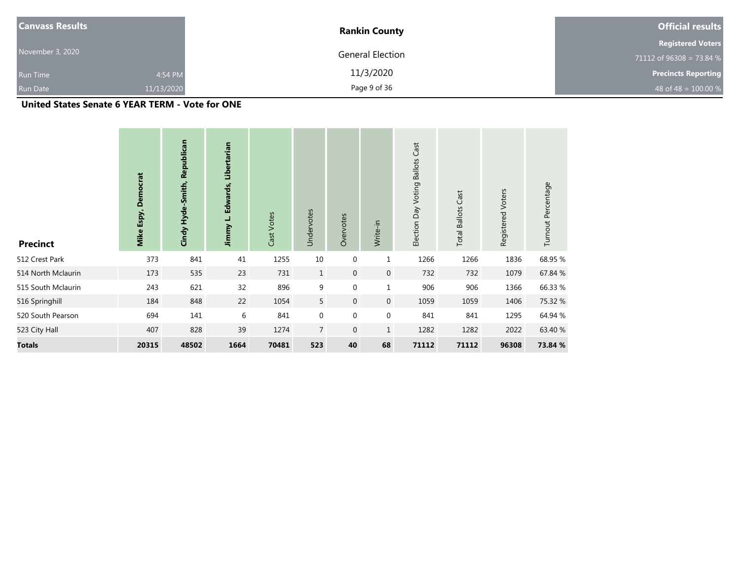| Canvass Results | Rankin County | Official results |
|---|---|---|
| November 3, 2020 | General Election | Registered Voters |
| | | 71112 of 96308 = 73.84 % |
| Run Time 4:54 PM | 11/3/2020 | Precincts Reporting |
| Run Date 11/13/2020 | | 48 of 48 = 100.00 % |

## United States Senate 6 YEAR TERM - Vote for ONE

| Precinct | Mike Espy, Democrat | Cindy Hyde-Smith, Republican | Jimmy L. Edwards, Libertarian | Cast Votes | Undervotes | Overvotes | Write-in | Election Day Voting Ballots Cast | Total Ballots Cast | Registered Voters | Turnout Percentage |
|---|---|---|---|---|---|---|---|---|---|---|---|
| 512 Crest Park | 373 | 841 | 41 | 1255 | 10 | 0 | 1 | 1266 | 1266 | 1836 | 68.95 % |
| 514 North Mclaurin | 173 | 535 | 23 | 731 | 1 | 0 | 0 | 732 | 732 | 1079 | 67.84 % |
| 515 South Mclaurin | 243 | 621 | 32 | 896 | 9 | 0 | 1 | 906 | 906 | 1366 | 66.33 % |
| 516 Springhill | 184 | 848 | 22 | 1054 | 5 | 0 | 0 | 1059 | 1059 | 1406 | 75.32 % |
| 520 South Pearson | 694 | 141 | 6 | 841 | 0 | 0 | 0 | 841 | 841 | 1295 | 64.94 % |
| 523 City Hall | 407 | 828 | 39 | 1274 | 7 | 0 | 1 | 1282 | 1282 | 2022 | 63.40 % |
| **Totals** | **20315** | **48502** | **1664** | **70481** | **523** | **40** | **68** | **71112** | **71112** | **96308** | **73.84 %** |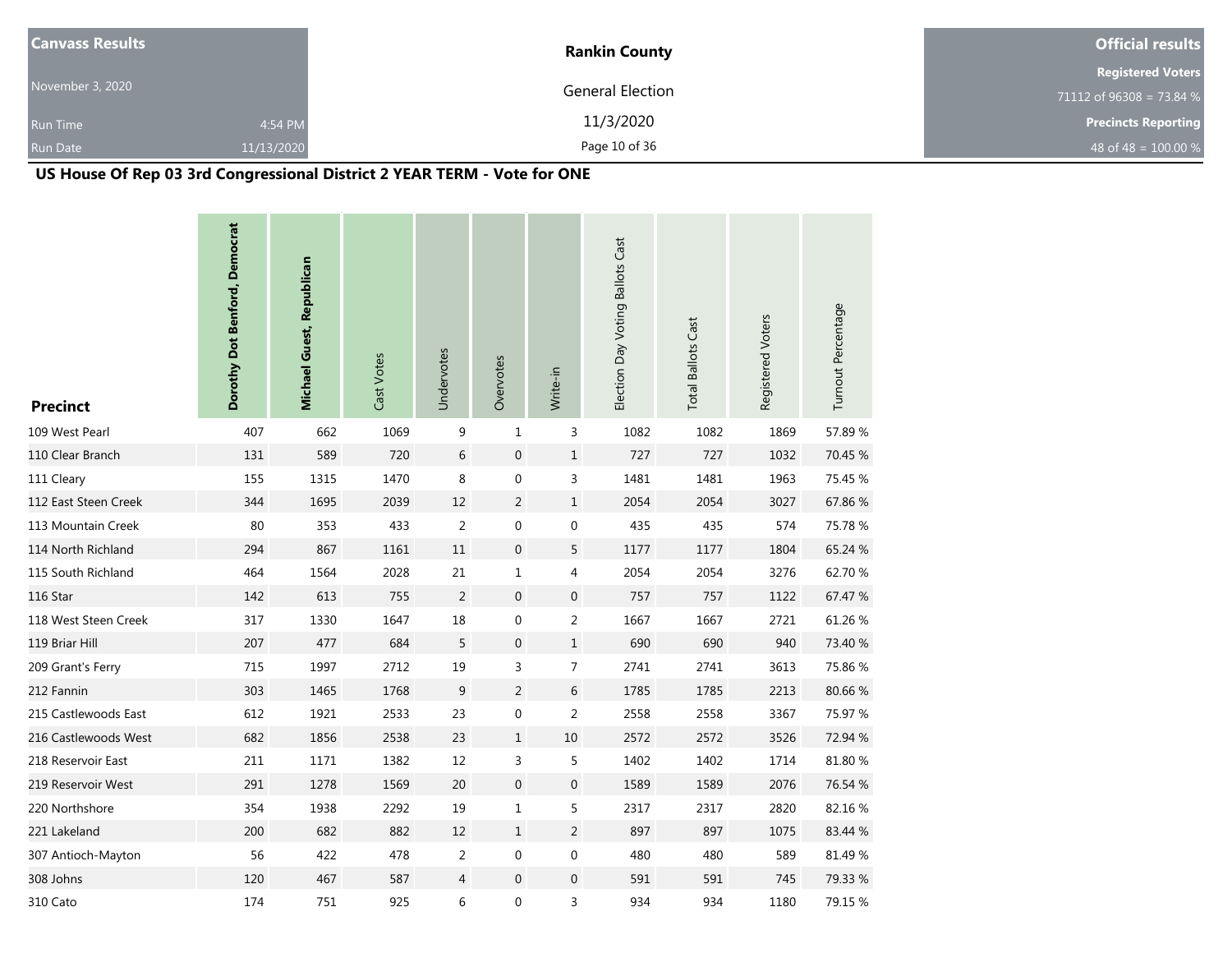| Canvass Results | | Rankin County | Official results |
|---|---|---|---|
| November 3, 2020 | | General Election | Registered Voters |
| | | | 71112 of 96308 = 73.84 % |
| Run Time | 4:54 PM | 11/3/2020 | Precincts Reporting |
| Run Date | 11/13/2020 | | 48 of 48 = 100.00 % |

## US House Of Rep 03 3rd Congressional District 2 YEAR TERM - Vote for ONE

| Precinct | Dorothy Dot Benford, Democrat | Michael Guest, Republican | Cast Votes | Undervotes | Overvotes | Write-in | Election Day Voting Ballots Cast | Total Ballots Cast | Registered Voters | Turnout Percentage |
|---|---|---|---|---|---|---|---|---|---|---|
| 109 West Pearl | 407 | 662 | 1069 | 9 | 1 | 3 | 1082 | 1082 | 1869 | 57.89 % |
| 110 Clear Branch | 131 | 589 | 720 | 6 | 0 | 1 | 727 | 727 | 1032 | 70.45 % |
| 111 Cleary | 155 | 1315 | 1470 | 8 | 0 | 3 | 1481 | 1481 | 1963 | 75.45 % |
| 112 East Steen Creek | 344 | 1695 | 2039 | 12 | 2 | 1 | 2054 | 2054 | 3027 | 67.86 % |
| 113 Mountain Creek | 80 | 353 | 433 | 2 | 0 | 0 | 435 | 435 | 574 | 75.78 % |
| 114 North Richland | 294 | 867 | 1161 | 11 | 0 | 5 | 1177 | 1177 | 1804 | 65.24 % |
| 115 South Richland | 464 | 1564 | 2028 | 21 | 1 | 4 | 2054 | 2054 | 3276 | 62.70 % |
| 116 Star | 142 | 613 | 755 | 2 | 0 | 0 | 757 | 757 | 1122 | 67.47 % |
| 118 West Steen Creek | 317 | 1330 | 1647 | 18 | 0 | 2 | 1667 | 1667 | 2721 | 61.26 % |
| 119 Briar Hill | 207 | 477 | 684 | 5 | 0 | 1 | 690 | 690 | 940 | 73.40 % |
| 209 Grant's Ferry | 715 | 1997 | 2712 | 19 | 3 | 7 | 2741 | 2741 | 3613 | 75.86 % |
| 212 Fannin | 303 | 1465 | 1768 | 9 | 2 | 6 | 1785 | 1785 | 2213 | 80.66 % |
| 215 Castlewoods East | 612 | 1921 | 2533 | 23 | 0 | 2 | 2558 | 2558 | 3367 | 75.97 % |
| 216 Castlewoods West | 682 | 1856 | 2538 | 23 | 1 | 10 | 2572 | 2572 | 3526 | 72.94 % |
| 218 Reservoir East | 211 | 1171 | 1382 | 12 | 3 | 5 | 1402 | 1402 | 1714 | 81.80 % |
| 219 Reservoir West | 291 | 1278 | 1569 | 20 | 0 | 0 | 1589 | 1589 | 2076 | 76.54 % |
| 220 Northshore | 354 | 1938 | 2292 | 19 | 1 | 5 | 2317 | 2317 | 2820 | 82.16 % |
| 221 Lakeland | 200 | 682 | 882 | 12 | 1 | 2 | 897 | 897 | 1075 | 83.44 % |
| 307 Antioch-Mayton | 56 | 422 | 478 | 2 | 0 | 0 | 480 | 480 | 589 | 81.49 % |
| 308 Johns | 120 | 467 | 587 | 4 | 0 | 0 | 591 | 591 | 745 | 79.33 % |
| 310 Cato | 174 | 751 | 925 | 6 | 0 | 3 | 934 | 934 | 1180 | 79.15 % |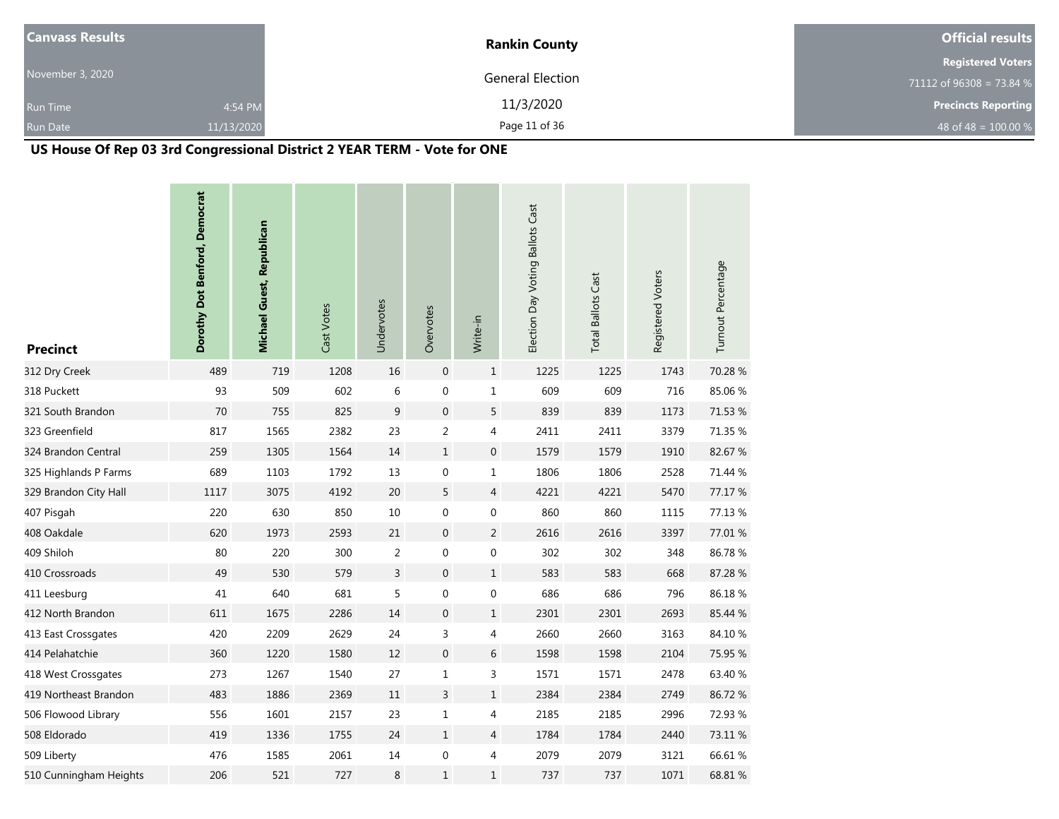| Canvass Results | | Rankin County | Official results |
|---|---|---|---|
| November 3, 2020 | | General Election | Registered Voters |
| | | | 71112 of 96308 = 73.84 % |
| Run Time | 4:54 PM | 11/3/2020 | Precincts Reporting |
| Run Date | 11/13/2020 | | 48 of 48 = 100.00 % |

## US House Of Rep 03 3rd Congressional District 2 YEAR TERM - Vote for ONE

| Precinct | Dorothy Dot Benford, Democrat | Michael Guest, Republican | Cast Votes | Undervotes | Overvotes | Write-in | Election Day Voting Ballots Cast | Total Ballots Cast | Registered Voters | Turnout Percentage |
|---|---|---|---|---|---|---|---|---|---|---|
| 312 Dry Creek | 489 | 719 | 1208 | 16 | 0 | 1 | 1225 | 1225 | 1743 | 70.28 % |
| 318 Puckett | 93 | 509 | 602 | 6 | 0 | 1 | 609 | 609 | 716 | 85.06 % |
| 321 South Brandon | 70 | 755 | 825 | 9 | 0 | 5 | 839 | 839 | 1173 | 71.53 % |
| 323 Greenfield | 817 | 1565 | 2382 | 23 | 2 | 4 | 2411 | 2411 | 3379 | 71.35 % |
| 324 Brandon Central | 259 | 1305 | 1564 | 14 | 1 | 0 | 1579 | 1579 | 1910 | 82.67 % |
| 325 Highlands P Farms | 689 | 1103 | 1792 | 13 | 0 | 1 | 1806 | 1806 | 2528 | 71.44 % |
| 329 Brandon City Hall | 1117 | 3075 | 4192 | 20 | 5 | 4 | 4221 | 4221 | 5470 | 77.17 % |
| 407 Pisgah | 220 | 630 | 850 | 10 | 0 | 0 | 860 | 860 | 1115 | 77.13 % |
| 408 Oakdale | 620 | 1973 | 2593 | 21 | 0 | 2 | 2616 | 2616 | 3397 | 77.01 % |
| 409 Shiloh | 80 | 220 | 300 | 2 | 0 | 0 | 302 | 302 | 348 | 86.78 % |
| 410 Crossroads | 49 | 530 | 579 | 3 | 0 | 1 | 583 | 583 | 668 | 87.28 % |
| 411 Leesburg | 41 | 640 | 681 | 5 | 0 | 0 | 686 | 686 | 796 | 86.18 % |
| 412 North Brandon | 611 | 1675 | 2286 | 14 | 0 | 1 | 2301 | 2301 | 2693 | 85.44 % |
| 413 East Crossgates | 420 | 2209 | 2629 | 24 | 3 | 4 | 2660 | 2660 | 3163 | 84.10 % |
| 414 Pelahatchie | 360 | 1220 | 1580 | 12 | 0 | 6 | 1598 | 1598 | 2104 | 75.95 % |
| 418 West Crossgates | 273 | 1267 | 1540 | 27 | 1 | 3 | 1571 | 1571 | 2478 | 63.40 % |
| 419 Northeast Brandon | 483 | 1886 | 2369 | 11 | 3 | 1 | 2384 | 2384 | 2749 | 86.72 % |
| 506 Flowood Library | 556 | 1601 | 2157 | 23 | 1 | 4 | 2185 | 2185 | 2996 | 72.93 % |
| 508 Eldorado | 419 | 1336 | 1755 | 24 | 1 | 4 | 1784 | 1784 | 2440 | 73.11 % |
| 509 Liberty | 476 | 1585 | 2061 | 14 | 0 | 4 | 2079 | 2079 | 3121 | 66.61 % |
| 510 Cunningham Heights | 206 | 521 | 727 | 8 | 1 | 1 | 737 | 737 | 1071 | 68.81 % |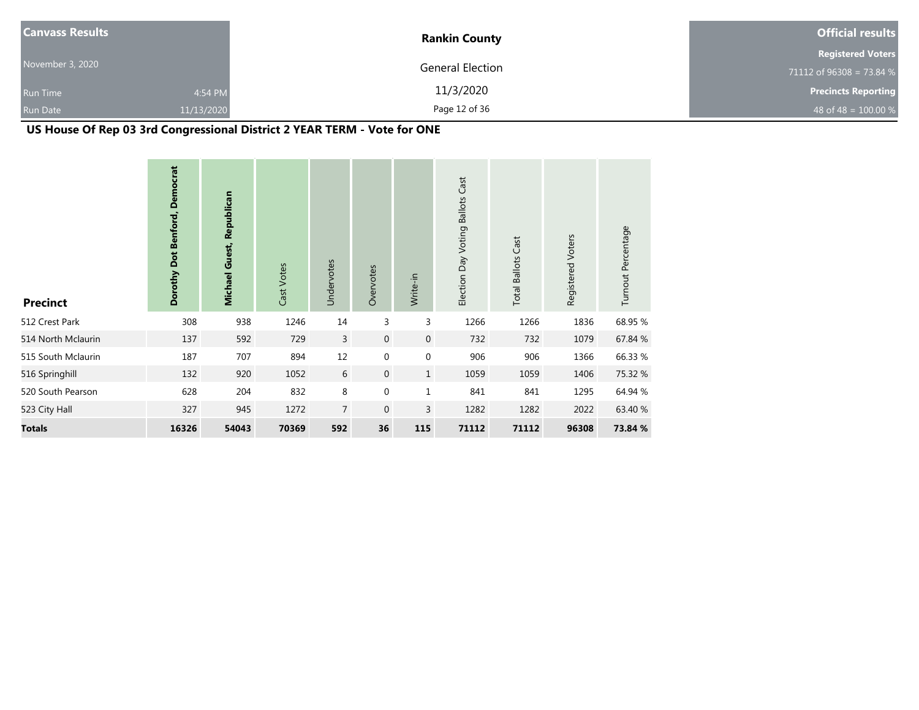| Canvass Results | | Rankin County | Official results |
|---|---|---|---|
| November 3, 2020 | | General Election | Registered Voters |
| | | | 71112 of 96308 = 73.84 % |
| Run Time | 4:54 PM | 11/3/2020 | Precincts Reporting |
| Run Date | 11/13/2020 | | 48 of 48 = 100.00 % |

## US House Of Rep 03 3rd Congressional District 2 YEAR TERM - Vote for ONE

| Precinct | Dorothy Dot Benford, Democrat | Michael Guest, Republican | Cast Votes | Undervotes | Overvotes | Write-in | Election Day Voting Ballots Cast | Total Ballots Cast | Registered Voters | Turnout Percentage |
|---|---|---|---|---|---|---|---|---|---|---|
| 512 Crest Park | 308 | 938 | 1246 | 14 | 3 | 3 | 1266 | 1266 | 1836 | 68.95 % |
| 514 North Mclaurin | 137 | 592 | 729 | 3 | 0 | 0 | 732 | 732 | 1079 | 67.84 % |
| 515 South Mclaurin | 187 | 707 | 894 | 12 | 0 | 0 | 906 | 906 | 1366 | 66.33 % |
| 516 Springhill | 132 | 920 | 1052 | 6 | 0 | 1 | 1059 | 1059 | 1406 | 75.32 % |
| 520 South Pearson | 628 | 204 | 832 | 8 | 0 | 1 | 841 | 841 | 1295 | 64.94 % |
| 523 City Hall | 327 | 945 | 1272 | 7 | 0 | 3 | 1282 | 1282 | 2022 | 63.40 % |
| **Totals** | **16326** | **54043** | **70369** | **592** | **36** | **115** | **71112** | **71112** | **96308** | **73.84 %** |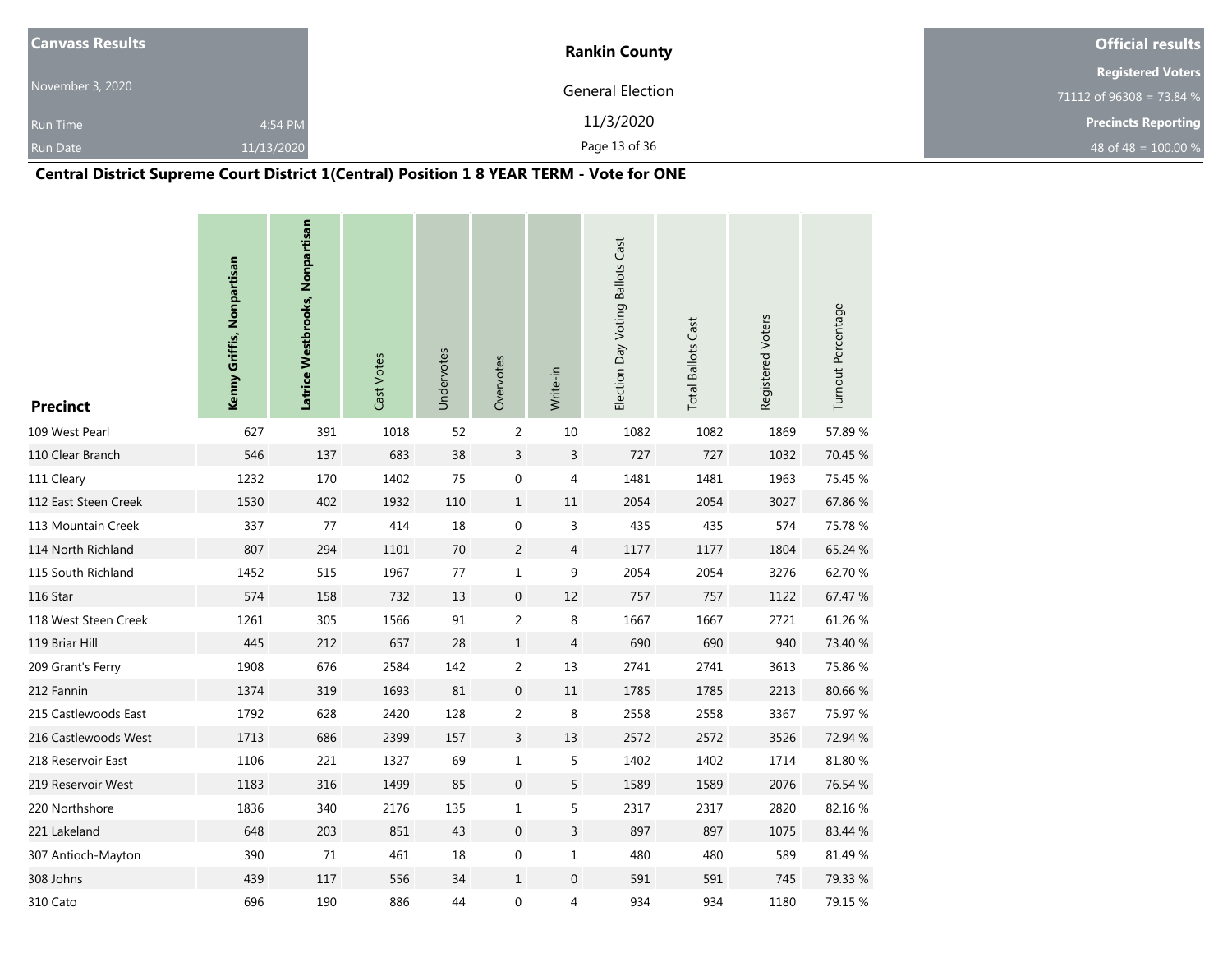| Canvass Results | | Rankin County | Official results |
|---|---|---|---|
| November 3, 2020 | | General Election | Registered Voters |
| | | | 71112 of 96308 = 73.84 % |
| Run Time | 4:54 PM | 11/3/2020 | Precincts Reporting |
| Run Date | 11/13/2020 | | 48 of 48 = 100.00 % |

## Central District Supreme Court District 1(Central) Position 1 8 YEAR TERM - Vote for ONE

| Precinct | Kenny Griffis, Nonpartisan | Latrice Westbrooks, Nonpartisan | Cast Votes | Undervotes | Overvotes | Write-in | Election Day Voting Ballots Cast | Total Ballots Cast | Registered Voters | Turnout Percentage |
|---|---|---|---|---|---|---|---|---|---|---|
| 109 West Pearl | 627 | 391 | 1018 | 52 | 2 | 10 | 1082 | 1082 | 1869 | 57.89 % |
| 110 Clear Branch | 546 | 137 | 683 | 38 | 3 | 3 | 727 | 727 | 1032 | 70.45 % |
| 111 Cleary | 1232 | 170 | 1402 | 75 | 0 | 4 | 1481 | 1481 | 1963 | 75.45 % |
| 112 East Steen Creek | 1530 | 402 | 1932 | 110 | 1 | 11 | 2054 | 2054 | 3027 | 67.86 % |
| 113 Mountain Creek | 337 | 77 | 414 | 18 | 0 | 3 | 435 | 435 | 574 | 75.78 % |
| 114 North Richland | 807 | 294 | 1101 | 70 | 2 | 4 | 1177 | 1177 | 1804 | 65.24 % |
| 115 South Richland | 1452 | 515 | 1967 | 77 | 1 | 9 | 2054 | 2054 | 3276 | 62.70 % |
| 116 Star | 574 | 158 | 732 | 13 | 0 | 12 | 757 | 757 | 1122 | 67.47 % |
| 118 West Steen Creek | 1261 | 305 | 1566 | 91 | 2 | 8 | 1667 | 1667 | 2721 | 61.26 % |
| 119 Briar Hill | 445 | 212 | 657 | 28 | 1 | 4 | 690 | 690 | 940 | 73.40 % |
| 209 Grant's Ferry | 1908 | 676 | 2584 | 142 | 2 | 13 | 2741 | 2741 | 3613 | 75.86 % |
| 212 Fannin | 1374 | 319 | 1693 | 81 | 0 | 11 | 1785 | 1785 | 2213 | 80.66 % |
| 215 Castlewoods East | 1792 | 628 | 2420 | 128 | 2 | 8 | 2558 | 2558 | 3367 | 75.97 % |
| 216 Castlewoods West | 1713 | 686 | 2399 | 157 | 3 | 13 | 2572 | 2572 | 3526 | 72.94 % |
| 218 Reservoir East | 1106 | 221 | 1327 | 69 | 1 | 5 | 1402 | 1402 | 1714 | 81.80 % |
| 219 Reservoir West | 1183 | 316 | 1499 | 85 | 0 | 5 | 1589 | 1589 | 2076 | 76.54 % |
| 220 Northshore | 1836 | 340 | 2176 | 135 | 1 | 5 | 2317 | 2317 | 2820 | 82.16 % |
| 221 Lakeland | 648 | 203 | 851 | 43 | 0 | 3 | 897 | 897 | 1075 | 83.44 % |
| 307 Antioch-Mayton | 390 | 71 | 461 | 18 | 0 | 1 | 480 | 480 | 589 | 81.49 % |
| 308 Johns | 439 | 117 | 556 | 34 | 1 | 0 | 591 | 591 | 745 | 79.33 % |
| 310 Cato | 696 | 190 | 886 | 44 | 0 | 4 | 934 | 934 | 1180 | 79.15 % |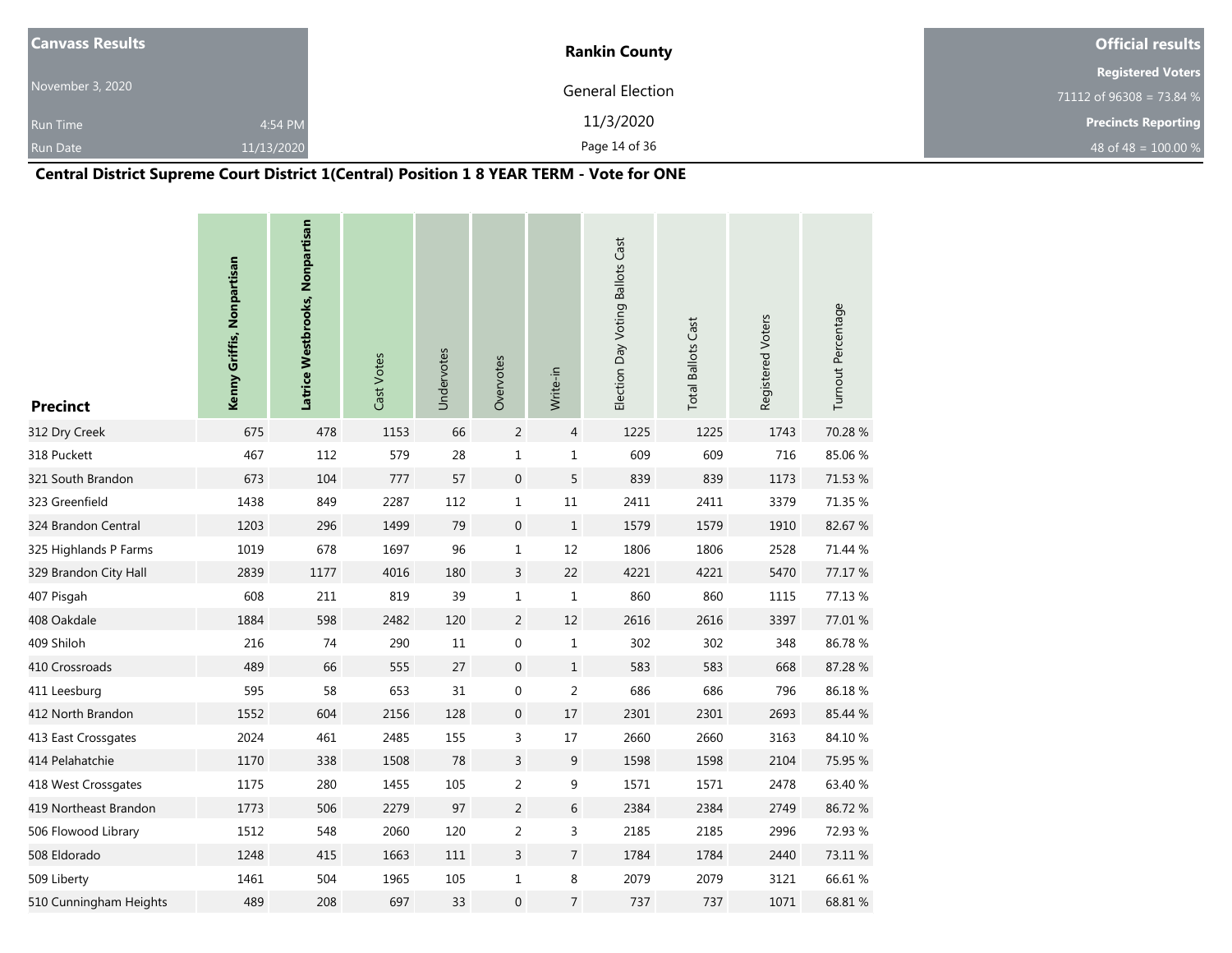| Canvass Results | Rankin County | Official results |
|---|---|---|
| November 3, 2020 | General Election | Registered Voters |
| Run Time 4:54 PM | 11/3/2020 | 71112 of 96308 = 73.84 % |
| Run Date 11/13/2020 | | Precincts Reporting |
| | | 48 of 48 = 100.00 % |

## Central District Supreme Court District 1(Central) Position 1 8 YEAR TERM - Vote for ONE

| Precinct | Kenny Griffis, Nonpartisan | Latrice Westbrooks, Nonpartisan | Cast Votes | Undervotes | Overvotes | Write-in | Election Day Voting Ballots Cast | Total Ballots Cast | Registered Voters | Turnout Percentage |
|---|---|---|---|---|---|---|---|---|---|---|
| 312 Dry Creek | 675 | 478 | 1153 | 66 | 2 | 4 | 1225 | 1225 | 1743 | 70.28 % |
| 318 Puckett | 467 | 112 | 579 | 28 | 1 | 1 | 609 | 609 | 716 | 85.06 % |
| 321 South Brandon | 673 | 104 | 777 | 57 | 0 | 5 | 839 | 839 | 1173 | 71.53 % |
| 323 Greenfield | 1438 | 849 | 2287 | 112 | 1 | 11 | 2411 | 2411 | 3379 | 71.35 % |
| 324 Brandon Central | 1203 | 296 | 1499 | 79 | 0 | 1 | 1579 | 1579 | 1910 | 82.67 % |
| 325 Highlands P Farms | 1019 | 678 | 1697 | 96 | 1 | 12 | 1806 | 1806 | 2528 | 71.44 % |
| 329 Brandon City Hall | 2839 | 1177 | 4016 | 180 | 3 | 22 | 4221 | 4221 | 5470 | 77.17 % |
| 407 Pisgah | 608 | 211 | 819 | 39 | 1 | 1 | 860 | 860 | 1115 | 77.13 % |
| 408 Oakdale | 1884 | 598 | 2482 | 120 | 2 | 12 | 2616 | 2616 | 3397 | 77.01 % |
| 409 Shiloh | 216 | 74 | 290 | 11 | 0 | 1 | 302 | 302 | 348 | 86.78 % |
| 410 Crossroads | 489 | 66 | 555 | 27 | 0 | 1 | 583 | 583 | 668 | 87.28 % |
| 411 Leesburg | 595 | 58 | 653 | 31 | 0 | 2 | 686 | 686 | 796 | 86.18 % |
| 412 North Brandon | 1552 | 604 | 2156 | 128 | 0 | 17 | 2301 | 2301 | 2693 | 85.44 % |
| 413 East Crossgates | 2024 | 461 | 2485 | 155 | 3 | 17 | 2660 | 2660 | 3163 | 84.10 % |
| 414 Pelahatchie | 1170 | 338 | 1508 | 78 | 3 | 9 | 1598 | 1598 | 2104 | 75.95 % |
| 418 West Crossgates | 1175 | 280 | 1455 | 105 | 2 | 9 | 1571 | 1571 | 2478 | 63.40 % |
| 419 Northeast Brandon | 1773 | 506 | 2279 | 97 | 2 | 6 | 2384 | 2384 | 2749 | 86.72 % |
| 506 Flowood Library | 1512 | 548 | 2060 | 120 | 2 | 3 | 2185 | 2185 | 2996 | 72.93 % |
| 508 Eldorado | 1248 | 415 | 1663 | 111 | 3 | 7 | 1784 | 1784 | 2440 | 73.11 % |
| 509 Liberty | 1461 | 504 | 1965 | 105 | 1 | 8 | 2079 | 2079 | 3121 | 66.61 % |
| 510 Cunningham Heights | 489 | 208 | 697 | 33 | 0 | 7 | 737 | 737 | 1071 | 68.81 % |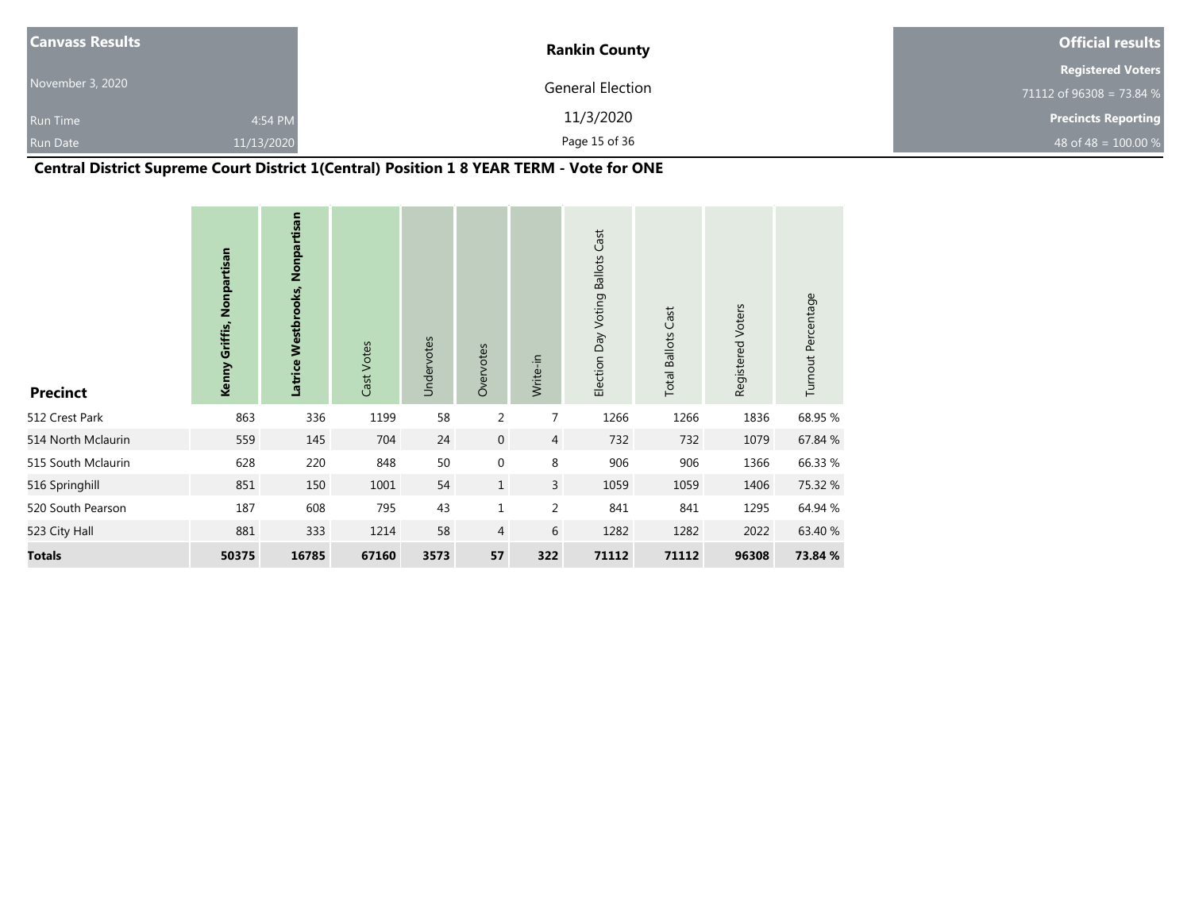| Canvass Results | Rankin County | Official results |
|---|---|---|
| November 3, 2020 | General Election | Registered Voters |
| Run Time 4:54 PM | 11/3/2020 | 71112 of 96308 = 73.84 % |
| Run Date 11/13/2020 | | Precincts Reporting |
| | | 48 of 48 = 100.00 % |

## Central District Supreme Court District 1(Central) Position 1 8 YEAR TERM - Vote for ONE

| Precinct | Kenny Griffis, Nonpartisan | Latrice Westbrooks, Nonpartisan | Cast Votes | Undervotes | Overvotes | Write-in | Election Day Voting Ballots Cast | Total Ballots Cast | Registered Voters | Turnout Percentage |
|---|---|---|---|---|---|---|---|---|---|---|
| 512 Crest Park | 863 | 336 | 1199 | 58 | 2 | 7 | 1266 | 1266 | 1836 | 68.95 % |
| 514 North Mclaurin | 559 | 145 | 704 | 24 | 0 | 4 | 732 | 732 | 1079 | 67.84 % |
| 515 South Mclaurin | 628 | 220 | 848 | 50 | 0 | 8 | 906 | 906 | 1366 | 66.33 % |
| 516 Springhill | 851 | 150 | 1001 | 54 | 1 | 3 | 1059 | 1059 | 1406 | 75.32 % |
| 520 South Pearson | 187 | 608 | 795 | 43 | 1 | 2 | 841 | 841 | 1295 | 64.94 % |
| 523 City Hall | 881 | 333 | 1214 | 58 | 4 | 6 | 1282 | 1282 | 2022 | 63.40 % |
| **Totals** | **50375** | **16785** | **67160** | **3573** | **57** | **322** | **71112** | **71112** | **96308** | **73.84 %** |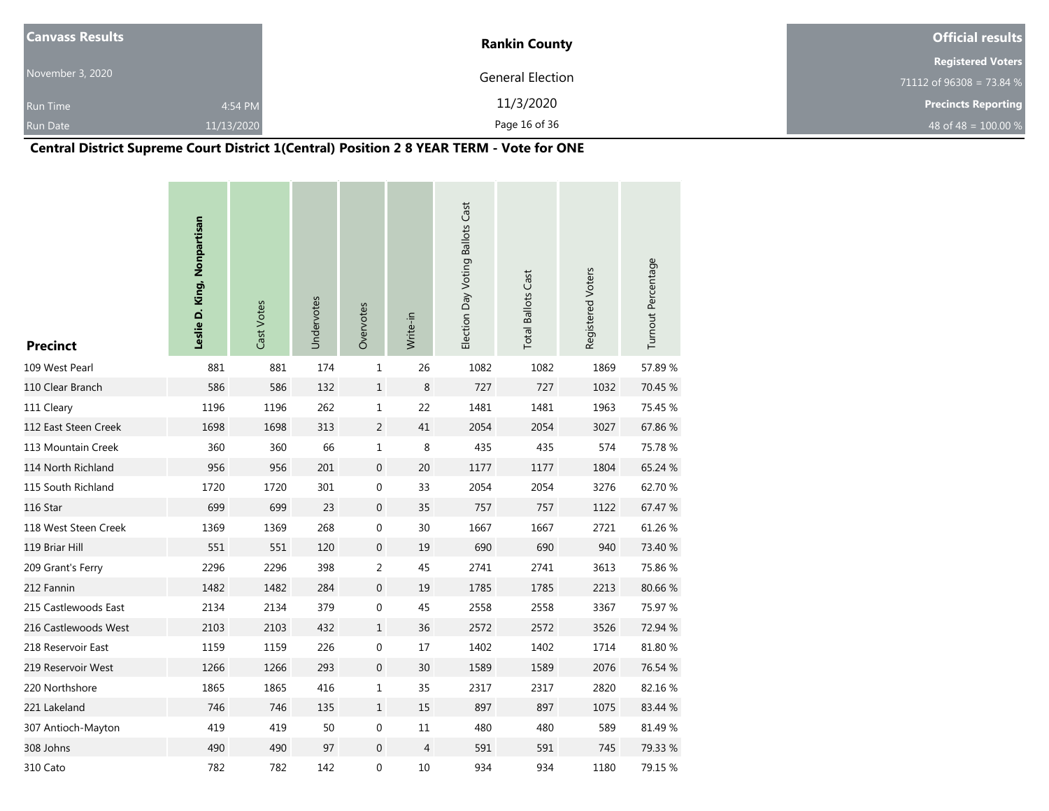| Canvass Results | | Rankin County | Official results |
|---|---|---|---|
| November 3, 2020 | | General Election | Registered Voters |
| | | | 71112 of 96308 = 73.84 % |
| Run Time | 4:54 PM | 11/3/2020 | Precincts Reporting |
| Run Date | 11/13/2020 | | 48 of 48 = 100.00 % |

## Central District Supreme Court District 1(Central) Position 2 8 YEAR TERM - Vote for ONE

| Precinct | **Leslie D. King, Nonpartisan** | Cast Votes | Undervotes | Overvotes | Write-in | Election Day Voting Ballots Cast | Total Ballots Cast | Registered Voters | Turnout Percentage |
|---|---|---|---|---|---|---|---|---|---|
| 109 West Pearl | 881 | 881 | 174 | 1 | 26 | 1082 | 1082 | 1869 | 57.89 % |
| 110 Clear Branch | 586 | 586 | 132 | 1 | 8 | 727 | 727 | 1032 | 70.45 % |
| 111 Cleary | 1196 | 1196 | 262 | 1 | 22 | 1481 | 1481 | 1963 | 75.45 % |
| 112 East Steen Creek | 1698 | 1698 | 313 | 2 | 41 | 2054 | 2054 | 3027 | 67.86 % |
| 113 Mountain Creek | 360 | 360 | 66 | 1 | 8 | 435 | 435 | 574 | 75.78 % |
| 114 North Richland | 956 | 956 | 201 | 0 | 20 | 1177 | 1177 | 1804 | 65.24 % |
| 115 South Richland | 1720 | 1720 | 301 | 0 | 33 | 2054 | 2054 | 3276 | 62.70 % |
| 116 Star | 699 | 699 | 23 | 0 | 35 | 757 | 757 | 1122 | 67.47 % |
| 118 West Steen Creek | 1369 | 1369 | 268 | 0 | 30 | 1667 | 1667 | 2721 | 61.26 % |
| 119 Briar Hill | 551 | 551 | 120 | 0 | 19 | 690 | 690 | 940 | 73.40 % |
| 209 Grant's Ferry | 2296 | 2296 | 398 | 2 | 45 | 2741 | 2741 | 3613 | 75.86 % |
| 212 Fannin | 1482 | 1482 | 284 | 0 | 19 | 1785 | 1785 | 2213 | 80.66 % |
| 215 Castlewoods East | 2134 | 2134 | 379 | 0 | 45 | 2558 | 2558 | 3367 | 75.97 % |
| 216 Castlewoods West | 2103 | 2103 | 432 | 1 | 36 | 2572 | 2572 | 3526 | 72.94 % |
| 218 Reservoir East | 1159 | 1159 | 226 | 0 | 17 | 1402 | 1402 | 1714 | 81.80 % |
| 219 Reservoir West | 1266 | 1266 | 293 | 0 | 30 | 1589 | 1589 | 2076 | 76.54 % |
| 220 Northshore | 1865 | 1865 | 416 | 1 | 35 | 2317 | 2317 | 2820 | 82.16 % |
| 221 Lakeland | 746 | 746 | 135 | 1 | 15 | 897 | 897 | 1075 | 83.44 % |
| 307 Antioch-Mayton | 419 | 419 | 50 | 0 | 11 | 480 | 480 | 589 | 81.49 % |
| 308 Johns | 490 | 490 | 97 | 0 | 4 | 591 | 591 | 745 | 79.33 % |
| 310 Cato | 782 | 782 | 142 | 0 | 10 | 934 | 934 | 1180 | 79.15 % |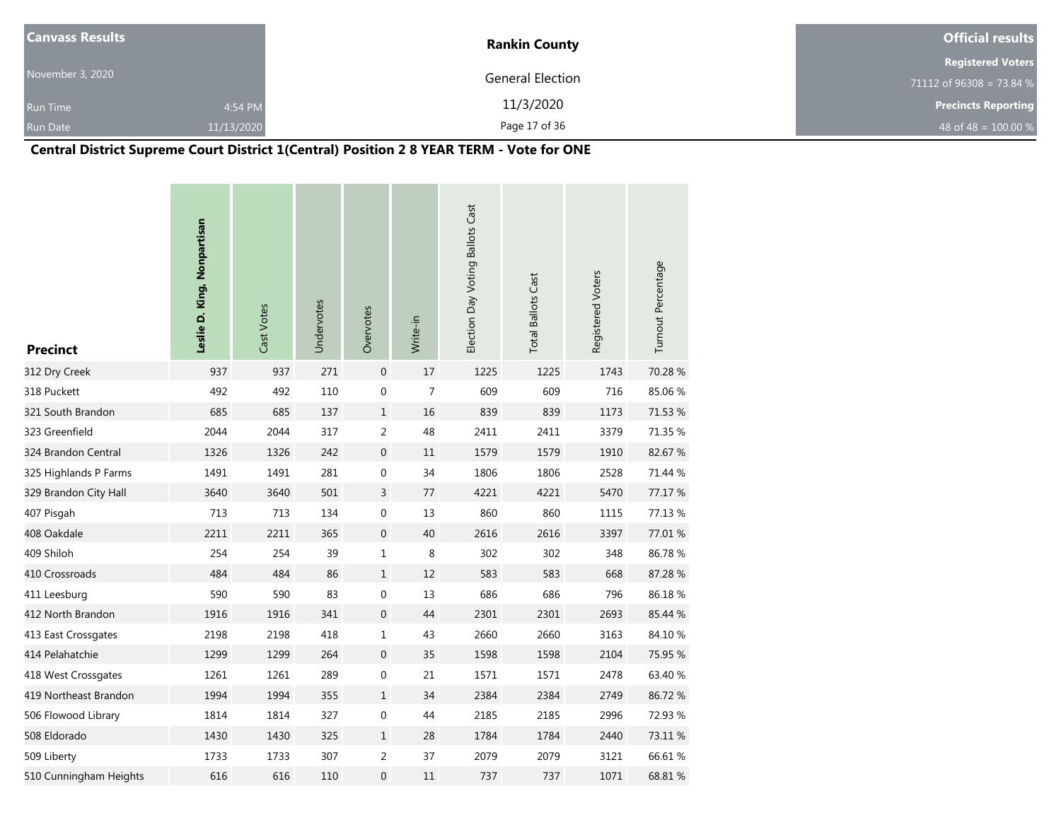| Canvass Results | | Rankin County | Official results |
|---|---|---|---|
| November 3, 2020 | | General Election | Registered Voters |
| | | 11/3/2020 | 71112 of 96308 = 73.84 % |
| Run Time | 4:54 PM | | Precincts Reporting |
| Run Date | 11/13/2020 | | 48 of 48 = 100.00 % |

## Central District Supreme Court District 1(Central) Position 2 8 YEAR TERM - Vote for ONE

| Precinct | Leslie D. King, Nonpartisan | Cast Votes | Undervotes | Overvotes | Write-in | Election Day Voting Ballots Cast | Total Ballots Cast | Registered Voters | Turnout Percentage |
|---|---|---|---|---|---|---|---|---|---|
| 312 Dry Creek | 937 | 937 | 271 | 0 | 17 | 1225 | 1225 | 1743 | 70.28 % |
| 318 Puckett | 492 | 492 | 110 | 0 | 7 | 609 | 609 | 716 | 85.06 % |
| 321 South Brandon | 685 | 685 | 137 | 1 | 16 | 839 | 839 | 1173 | 71.53 % |
| 323 Greenfield | 2044 | 2044 | 317 | 2 | 48 | 2411 | 2411 | 3379 | 71.35 % |
| 324 Brandon Central | 1326 | 1326 | 242 | 0 | 11 | 1579 | 1579 | 1910 | 82.67 % |
| 325 Highlands P Farms | 1491 | 1491 | 281 | 0 | 34 | 1806 | 1806 | 2528 | 71.44 % |
| 329 Brandon City Hall | 3640 | 3640 | 501 | 3 | 77 | 4221 | 4221 | 5470 | 77.17 % |
| 407 Pisgah | 713 | 713 | 134 | 0 | 13 | 860 | 860 | 1115 | 77.13 % |
| 408 Oakdale | 2211 | 2211 | 365 | 0 | 40 | 2616 | 2616 | 3397 | 77.01 % |
| 409 Shiloh | 254 | 254 | 39 | 1 | 8 | 302 | 302 | 348 | 86.78 % |
| 410 Crossroads | 484 | 484 | 86 | 1 | 12 | 583 | 583 | 668 | 87.28 % |
| 411 Leesburg | 590 | 590 | 83 | 0 | 13 | 686 | 686 | 796 | 86.18 % |
| 412 North Brandon | 1916 | 1916 | 341 | 0 | 44 | 2301 | 2301 | 2693 | 85.44 % |
| 413 East Crossgates | 2198 | 2198 | 418 | 1 | 43 | 2660 | 2660 | 3163 | 84.10 % |
| 414 Pelahatchie | 1299 | 1299 | 264 | 0 | 35 | 1598 | 1598 | 2104 | 75.95 % |
| 418 West Crossgates | 1261 | 1261 | 289 | 0 | 21 | 1571 | 1571 | 2478 | 63.40 % |
| 419 Northeast Brandon | 1994 | 1994 | 355 | 1 | 34 | 2384 | 2384 | 2749 | 86.72 % |
| 506 Flowood Library | 1814 | 1814 | 327 | 0 | 44 | 2185 | 2185 | 2996 | 72.93 % |
| 508 Eldorado | 1430 | 1430 | 325 | 1 | 28 | 1784 | 1784 | 2440 | 73.11 % |
| 509 Liberty | 1733 | 1733 | 307 | 2 | 37 | 2079 | 2079 | 3121 | 66.61 % |
| 510 Cunningham Heights | 616 | 616 | 110 | 0 | 11 | 737 | 737 | 1071 | 68.81 % |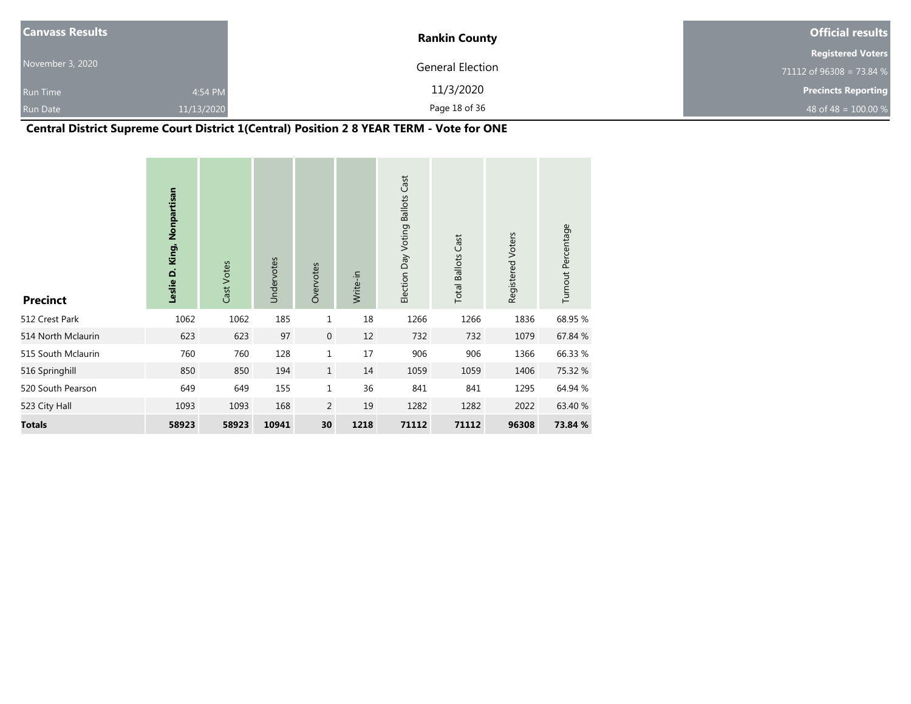| Canvass Results | | Rankin County | Official results |
|---|---|---|---|
| November 3, 2020 | | General Election | Registered Voters |
| | | | 71112 of 96308 = 73.84 % |
| Run Time | 4:54 PM | 11/3/2020 | Precincts Reporting |
| Run Date | 11/13/2020 | | 48 of 48 = 100.00 % |

## Central District Supreme Court District 1(Central) Position 2 8 YEAR TERM - Vote for ONE

| Precinct | Leslie D. King, Nonpartisan | Cast Votes | Undervotes | Overvotes | Write-in | Election Day Voting Ballots Cast | Total Ballots Cast | Registered Voters | Turnout Percentage |
|---|---|---|---|---|---|---|---|---|---|
| 512 Crest Park | 1062 | 1062 | 185 | 1 | 18 | 1266 | 1266 | 1836 | 68.95 % |
| 514 North Mclaurin | 623 | 623 | 97 | 0 | 12 | 732 | 732 | 1079 | 67.84 % |
| 515 South Mclaurin | 760 | 760 | 128 | 1 | 17 | 906 | 906 | 1366 | 66.33 % |
| 516 Springhill | 850 | 850 | 194 | 1 | 14 | 1059 | 1059 | 1406 | 75.32 % |
| 520 South Pearson | 649 | 649 | 155 | 1 | 36 | 841 | 841 | 1295 | 64.94 % |
| 523 City Hall | 1093 | 1093 | 168 | 2 | 19 | 1282 | 1282 | 2022 | 63.40 % |
| **Totals** | **58923** | **58923** | **10941** | **30** | **1218** | **71112** | **71112** | **96308** | **73.84 %** |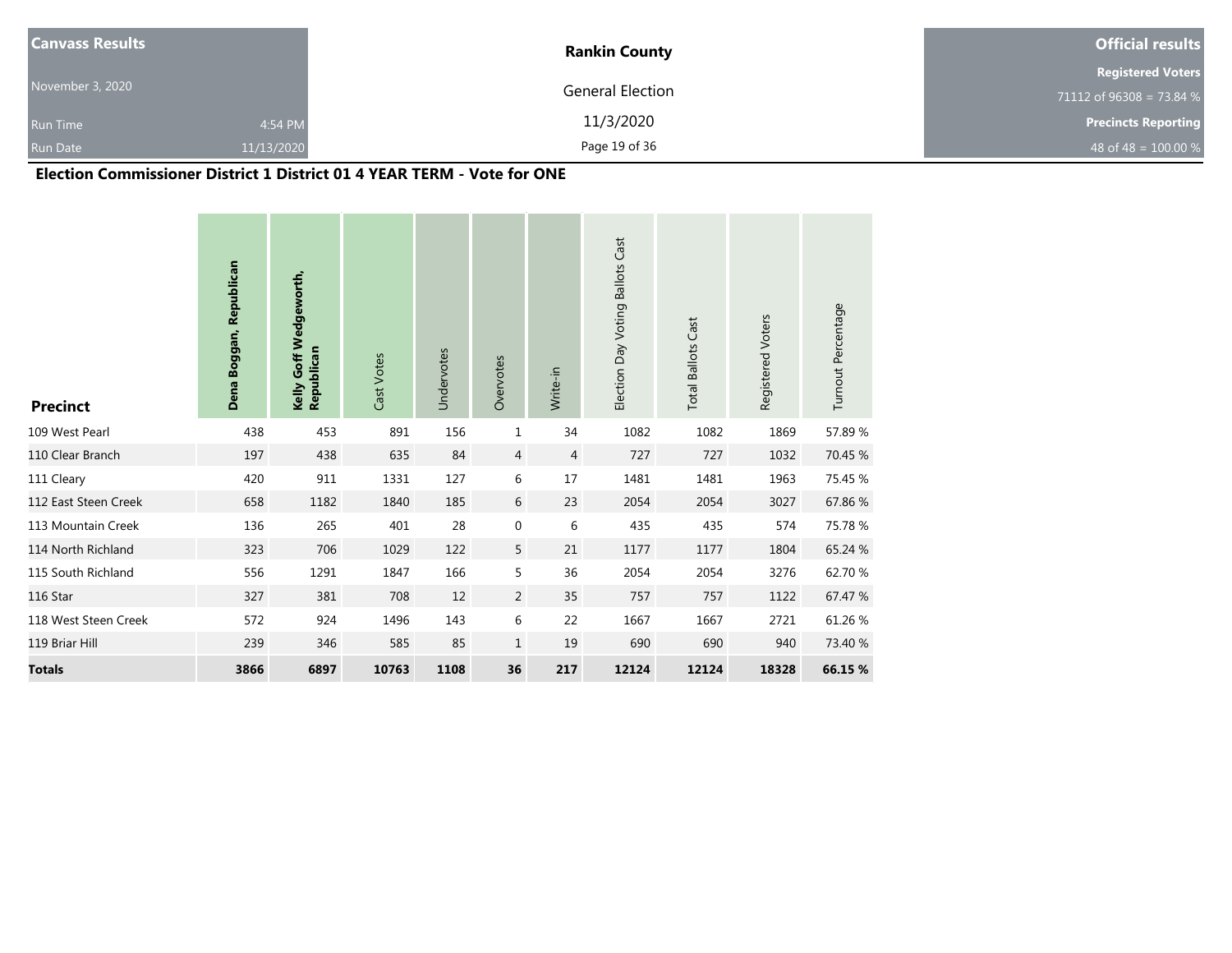| Canvass Results | | Rankin County | Official results |
|---|---|---|---|
| November 3, 2020 | | General Election | Registered Voters |
| | | | 71112 of 96308 = 73.84 % |
| Run Time | 4:54 PM | 11/3/2020 | Precincts Reporting |
| Run Date | 11/13/2020 | | 48 of 48 = 100.00 % |

## Election Commissioner District 1 District 01 4 YEAR TERM - Vote for ONE

| Precinct | Dena Boggan, Republican | Kelly Goff Wedgeworth, Republican | Cast Votes | Undervotes | Overvotes | Write-in | Election Day Voting Ballots Cast | Total Ballots Cast | Registered Voters | Turnout Percentage |
|---|---|---|---|---|---|---|---|---|---|---|
| 109 West Pearl | 438 | 453 | 891 | 156 | 1 | 34 | 1082 | 1082 | 1869 | 57.89 % |
| 110 Clear Branch | 197 | 438 | 635 | 84 | 4 | 4 | 727 | 727 | 1032 | 70.45 % |
| 111 Cleary | 420 | 911 | 1331 | 127 | 6 | 17 | 1481 | 1481 | 1963 | 75.45 % |
| 112 East Steen Creek | 658 | 1182 | 1840 | 185 | 6 | 23 | 2054 | 2054 | 3027 | 67.86 % |
| 113 Mountain Creek | 136 | 265 | 401 | 28 | 0 | 6 | 435 | 435 | 574 | 75.78 % |
| 114 North Richland | 323 | 706 | 1029 | 122 | 5 | 21 | 1177 | 1177 | 1804 | 65.24 % |
| 115 South Richland | 556 | 1291 | 1847 | 166 | 5 | 36 | 2054 | 2054 | 3276 | 62.70 % |
| 116 Star | 327 | 381 | 708 | 12 | 2 | 35 | 757 | 757 | 1122 | 67.47 % |
| 118 West Steen Creek | 572 | 924 | 1496 | 143 | 6 | 22 | 1667 | 1667 | 2721 | 61.26 % |
| 119 Briar Hill | 239 | 346 | 585 | 85 | 1 | 19 | 690 | 690 | 940 | 73.40 % |
| **Totals** | **3866** | **6897** | **10763** | **1108** | **36** | **217** | **12124** | **12124** | **18328** | **66.15 %** |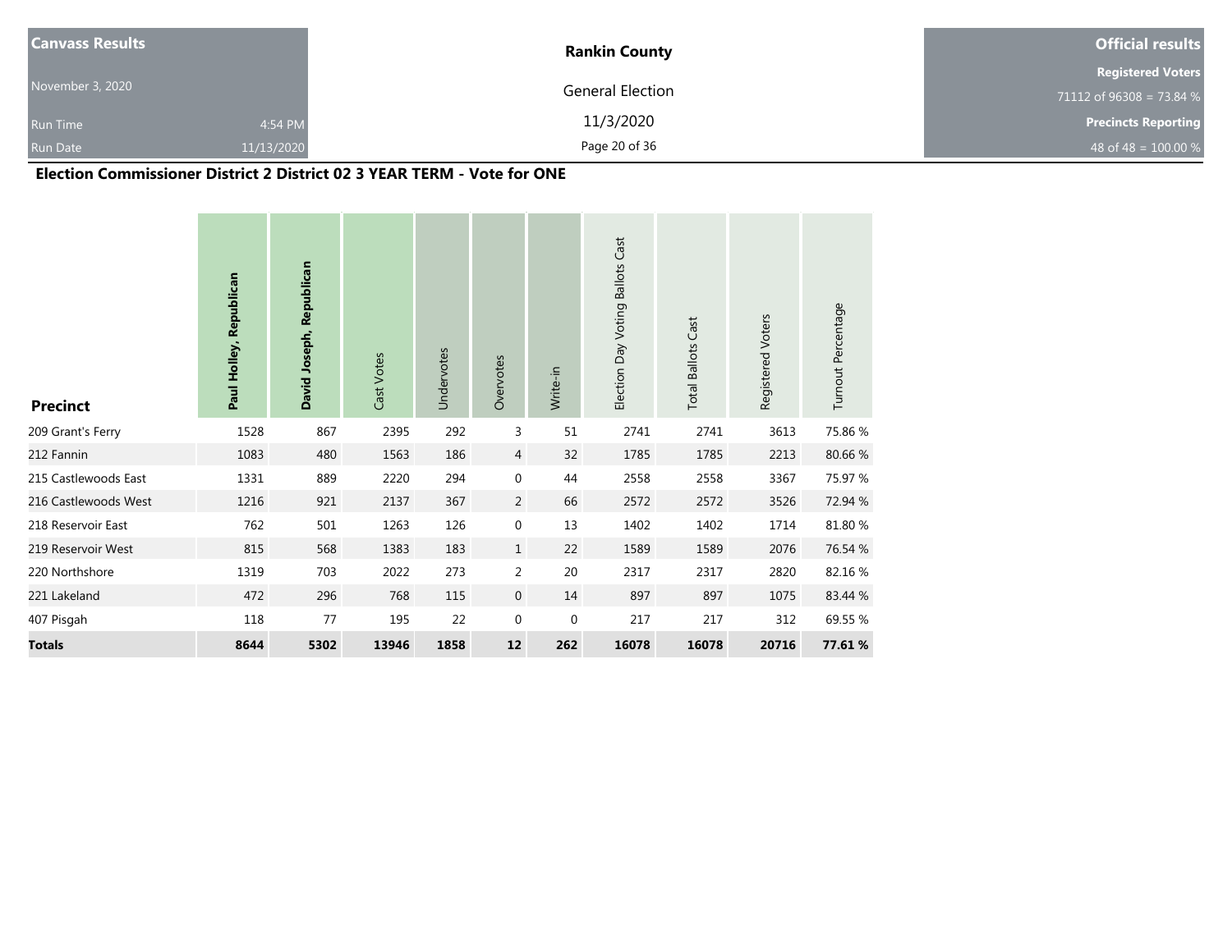| Canvass Results | Rankin County | Official results |
|---|---|---|
| November 3, 2020 | General Election | Registered Voters |
| | 11/3/2020 | 71112 of 96308 = 73.84 % |
| Run Time 4:54 PM | | Precincts Reporting |
| Run Date 11/13/2020 | | 48 of 48 = 100.00 % |

## Election Commissioner District 2 District 02 3 YEAR TERM - Vote for ONE

| Precinct | Paul Holley, Republican | David Joseph, Republican | Cast Votes | Undervotes | Overvotes | Write-in | Election Day Voting Ballots Cast | Total Ballots Cast | Registered Voters | Turnout Percentage |
|---|---|---|---|---|---|---|---|---|---|---|
| 209 Grant's Ferry | 1528 | 867 | 2395 | 292 | 3 | 51 | 2741 | 2741 | 3613 | 75.86 % |
| 212 Fannin | 1083 | 480 | 1563 | 186 | 4 | 32 | 1785 | 1785 | 2213 | 80.66 % |
| 215 Castlewoods East | 1331 | 889 | 2220 | 294 | 0 | 44 | 2558 | 2558 | 3367 | 75.97 % |
| 216 Castlewoods West | 1216 | 921 | 2137 | 367 | 2 | 66 | 2572 | 2572 | 3526 | 72.94 % |
| 218 Reservoir East | 762 | 501 | 1263 | 126 | 0 | 13 | 1402 | 1402 | 1714 | 81.80 % |
| 219 Reservoir West | 815 | 568 | 1383 | 183 | 1 | 22 | 1589 | 1589 | 2076 | 76.54 % |
| 220 Northshore | 1319 | 703 | 2022 | 273 | 2 | 20 | 2317 | 2317 | 2820 | 82.16 % |
| 221 Lakeland | 472 | 296 | 768 | 115 | 0 | 14 | 897 | 897 | 1075 | 83.44 % |
| 407 Pisgah | 118 | 77 | 195 | 22 | 0 | 0 | 217 | 217 | 312 | 69.55 % |
| **Totals** | **8644** | **5302** | **13946** | **1858** | **12** | **262** | **16078** | **16078** | **20716** | **77.61 %** |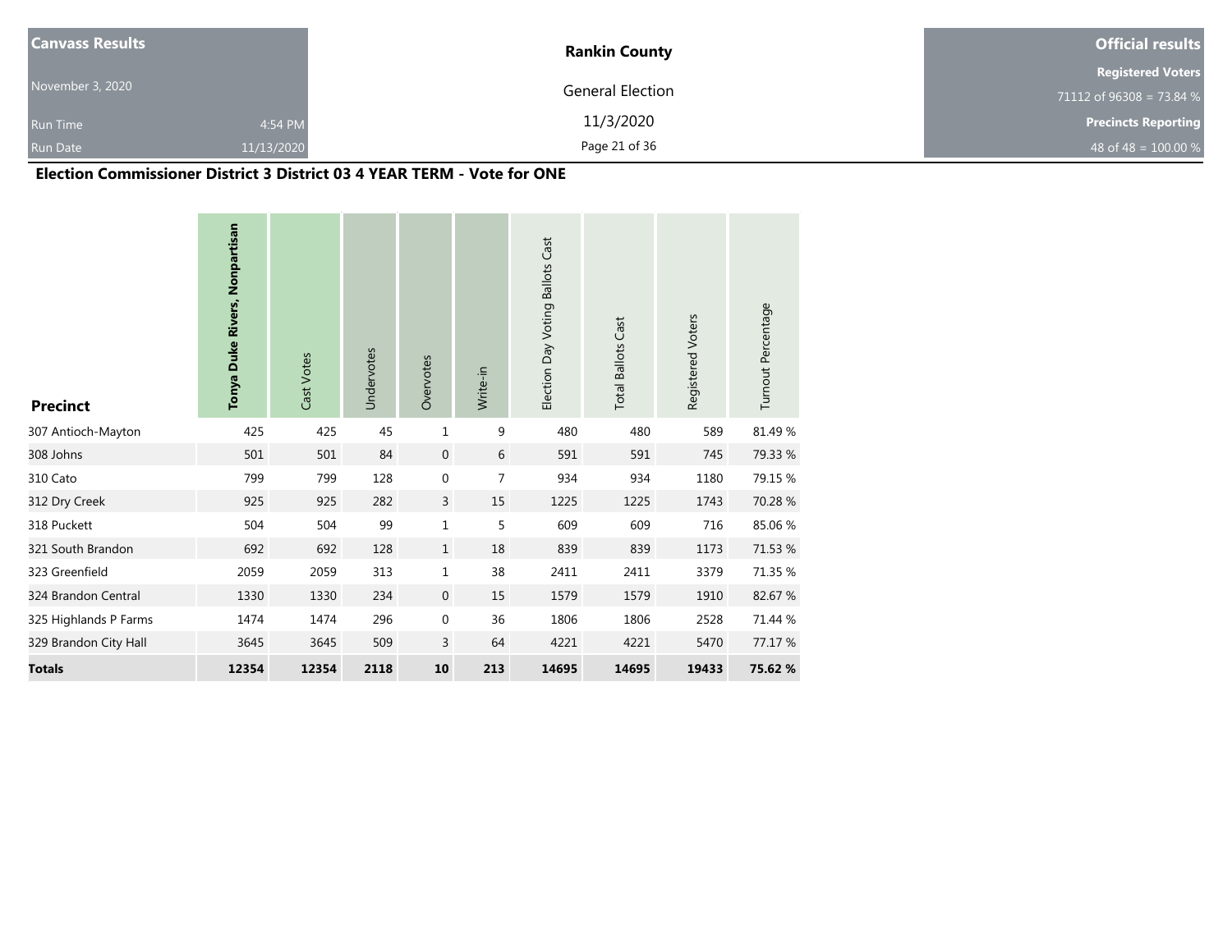| Canvass Results | | Rankin County | Official results |
|---|---|---|---|
| November 3, 2020 | | General Election | Registered Voters |
| | | | 71112 of 96308 = 73.84 % |
| Run Time | 4:54 PM | 11/3/2020 | Precincts Reporting |
| Run Date | 11/13/2020 | | 48 of 48 = 100.00 % |

## Election Commissioner District 3 District 03 4 YEAR TERM - Vote for ONE

| Precinct | Tonya Duke Rivers, Nonpartisan | Cast Votes | Undervotes | Overvotes | Write-in | Election Day Voting Ballots Cast | Total Ballots Cast | Registered Voters | Turnout Percentage |
|---|---|---|---|---|---|---|---|---|---|
| 307 Antioch-Mayton | 425 | 425 | 45 | 1 | 9 | 480 | 480 | 589 | 81.49 % |
| 308 Johns | 501 | 501 | 84 | 0 | 6 | 591 | 591 | 745 | 79.33 % |
| 310 Cato | 799 | 799 | 128 | 0 | 7 | 934 | 934 | 1180 | 79.15 % |
| 312 Dry Creek | 925 | 925 | 282 | 3 | 15 | 1225 | 1225 | 1743 | 70.28 % |
| 318 Puckett | 504 | 504 | 99 | 1 | 5 | 609 | 609 | 716 | 85.06 % |
| 321 South Brandon | 692 | 692 | 128 | 1 | 18 | 839 | 839 | 1173 | 71.53 % |
| 323 Greenfield | 2059 | 2059 | 313 | 1 | 38 | 2411 | 2411 | 3379 | 71.35 % |
| 324 Brandon Central | 1330 | 1330 | 234 | 0 | 15 | 1579 | 1579 | 1910 | 82.67 % |
| 325 Highlands P Farms | 1474 | 1474 | 296 | 0 | 36 | 1806 | 1806 | 2528 | 71.44 % |
| 329 Brandon City Hall | 3645 | 3645 | 509 | 3 | 64 | 4221 | 4221 | 5470 | 77.17 % |
| **Totals** | **12354** | **12354** | **2118** | **10** | **213** | **14695** | **14695** | **19433** | **75.62 %** |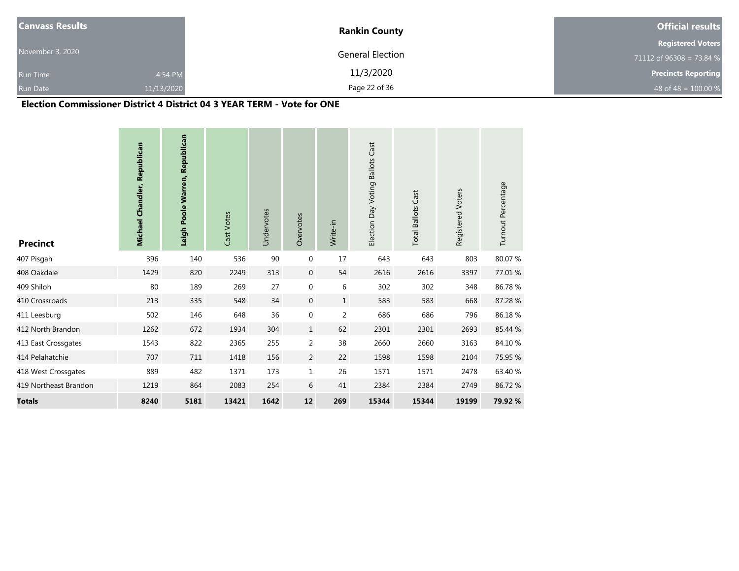| Canvass Results | | Rankin County | Official results |
|---|---|---|---|
| November 3, 2020 | | General Election | Registered Voters |
| | | | 71112 of 96308 = 73.84 % |
| Run Time | 4:54 PM | 11/3/2020 | Precincts Reporting |
| Run Date | 11/13/2020 | | 48 of 48 = 100.00 % |

## Election Commissioner District 4 District 04 3 YEAR TERM - Vote for ONE

| Precinct | **Michael Chandler, Republican** | **Leigh Poole Warren, Republican** | Cast Votes | Undervotes | Overvotes | Write-in | Election Day Voting Ballots Cast | Total Ballots Cast | Registered Voters | Turnout Percentage |
|---|---|---|---|---|---|---|---|---|---|---|
| 407 Pisgah | 396 | 140 | 536 | 90 | 0 | 17 | 643 | 643 | 803 | 80.07 % |
| 408 Oakdale | 1429 | 820 | 2249 | 313 | 0 | 54 | 2616 | 2616 | 3397 | 77.01 % |
| 409 Shiloh | 80 | 189 | 269 | 27 | 0 | 6 | 302 | 302 | 348 | 86.78 % |
| 410 Crossroads | 213 | 335 | 548 | 34 | 0 | 1 | 583 | 583 | 668 | 87.28 % |
| 411 Leesburg | 502 | 146 | 648 | 36 | 0 | 2 | 686 | 686 | 796 | 86.18 % |
| 412 North Brandon | 1262 | 672 | 1934 | 304 | 1 | 62 | 2301 | 2301 | 2693 | 85.44 % |
| 413 East Crossgates | 1543 | 822 | 2365 | 255 | 2 | 38 | 2660 | 2660 | 3163 | 84.10 % |
| 414 Pelahatchie | 707 | 711 | 1418 | 156 | 2 | 22 | 1598 | 1598 | 2104 | 75.95 % |
| 418 West Crossgates | 889 | 482 | 1371 | 173 | 1 | 26 | 1571 | 1571 | 2478 | 63.40 % |
| 419 Northeast Brandon | 1219 | 864 | 2083 | 254 | 6 | 41 | 2384 | 2384 | 2749 | 86.72 % |
| **Totals** | **8240** | **5181** | **13421** | **1642** | **12** | **269** | **15344** | **15344** | **19199** | **79.92 %** |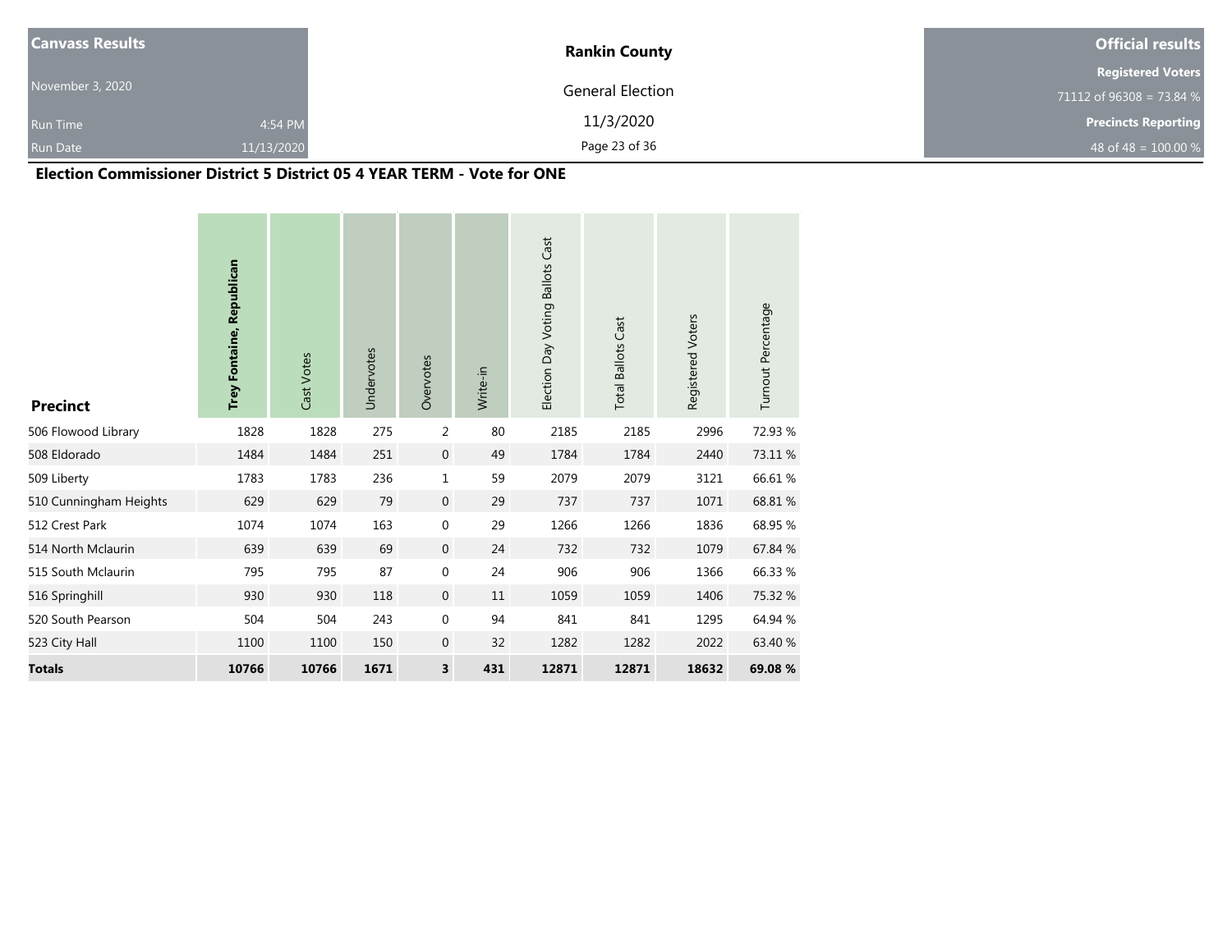| Canvass Results | | Rankin County | Official results |
|---|---|---|---|
| November 3, 2020 | | General Election | Registered Voters |
| | | | 71112 of 96308 = 73.84 % |
| Run Time | 4:54 PM | 11/3/2020 | Precincts Reporting |
| Run Date | 11/13/2020 | | 48 of 48 = 100.00 % |

## Election Commissioner District 5 District 05 4 YEAR TERM - Vote for ONE

| Precinct | **Trey Fontaine, Republican** | Cast Votes | Undervotes | Overvotes | Write-in | Election Day Voting Ballots Cast | Total Ballots Cast | Registered Voters | Turnout Percentage |
|---|---|---|---|---|---|---|---|---|---|
| 506 Flowood Library | 1828 | 1828 | 275 | 2 | 80 | 2185 | 2185 | 2996 | 72.93 % |
| 508 Eldorado | 1484 | 1484 | 251 | 0 | 49 | 1784 | 1784 | 2440 | 73.11 % |
| 509 Liberty | 1783 | 1783 | 236 | 1 | 59 | 2079 | 2079 | 3121 | 66.61 % |
| 510 Cunningham Heights | 629 | 629 | 79 | 0 | 29 | 737 | 737 | 1071 | 68.81 % |
| 512 Crest Park | 1074 | 1074 | 163 | 0 | 29 | 1266 | 1266 | 1836 | 68.95 % |
| 514 North Mclaurin | 639 | 639 | 69 | 0 | 24 | 732 | 732 | 1079 | 67.84 % |
| 515 South Mclaurin | 795 | 795 | 87 | 0 | 24 | 906 | 906 | 1366 | 66.33 % |
| 516 Springhill | 930 | 930 | 118 | 0 | 11 | 1059 | 1059 | 1406 | 75.32 % |
| 520 South Pearson | 504 | 504 | 243 | 0 | 94 | 841 | 841 | 1295 | 64.94 % |
| 523 City Hall | 1100 | 1100 | 150 | 0 | 32 | 1282 | 1282 | 2022 | 63.40 % |
| **Totals** | **10766** | **10766** | **1671** | **3** | **431** | **12871** | **12871** | **18632** | **69.08 %** |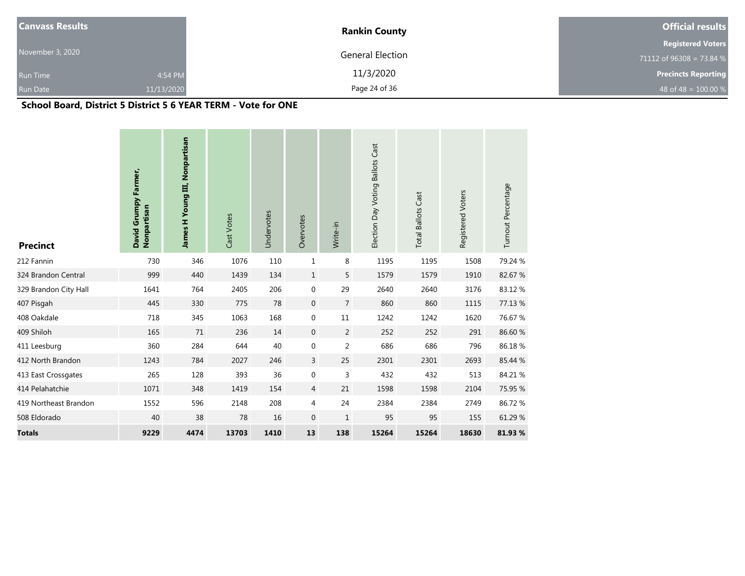| Canvass Results | Rankin County | Official results |
|---|---|---|
| November 3, 2020 | General Election | Registered Voters 71112 of 96308 = 73.84 % |
| Run Time 4:54 PM | 11/3/2020 | Precincts Reporting |
| Run Date 11/13/2020 | | 48 of 48 = 100.00 % |

**School Board, District 5 District 5 6 YEAR TERM - Vote for ONE**

| Precinct | David Grumpy Farmer, Nonpartisan | James H Young III, Nonpartisan | Cast Votes | Undervotes | Overvotes | Write-in | Election Day Voting Ballots Cast | Total Ballots Cast | Registered Voters | Turnout Percentage |
|---|---|---|---|---|---|---|---|---|---|---|
| 212 Fannin | 730 | 346 | 1076 | 110 | 1 | 8 | 1195 | 1195 | 1508 | 79.24 % |
| 324 Brandon Central | 999 | 440 | 1439 | 134 | 1 | 5 | 1579 | 1579 | 1910 | 82.67 % |
| 329 Brandon City Hall | 1641 | 764 | 2405 | 206 | 0 | 29 | 2640 | 2640 | 3176 | 83.12 % |
| 407 Pisgah | 445 | 330 | 775 | 78 | 0 | 7 | 860 | 860 | 1115 | 77.13 % |
| 408 Oakdale | 718 | 345 | 1063 | 168 | 0 | 11 | 1242 | 1242 | 1620 | 76.67 % |
| 409 Shiloh | 165 | 71 | 236 | 14 | 0 | 2 | 252 | 252 | 291 | 86.60 % |
| 411 Leesburg | 360 | 284 | 644 | 40 | 0 | 2 | 686 | 686 | 796 | 86.18 % |
| 412 North Brandon | 1243 | 784 | 2027 | 246 | 3 | 25 | 2301 | 2301 | 2693 | 85.44 % |
| 413 East Crossgates | 265 | 128 | 393 | 36 | 0 | 3 | 432 | 432 | 513 | 84.21 % |
| 414 Pelahatchie | 1071 | 348 | 1419 | 154 | 4 | 21 | 1598 | 1598 | 2104 | 75.95 % |
| 419 Northeast Brandon | 1552 | 596 | 2148 | 208 | 4 | 24 | 2384 | 2384 | 2749 | 86.72 % |
| 508 Eldorado | 40 | 38 | 78 | 16 | 0 | 1 | 95 | 95 | 155 | 61.29 % |
| **Totals** | **9229** | **4474** | **13703** | **1410** | **13** | **138** | **15264** | **15264** | **18630** | **81.93 %** |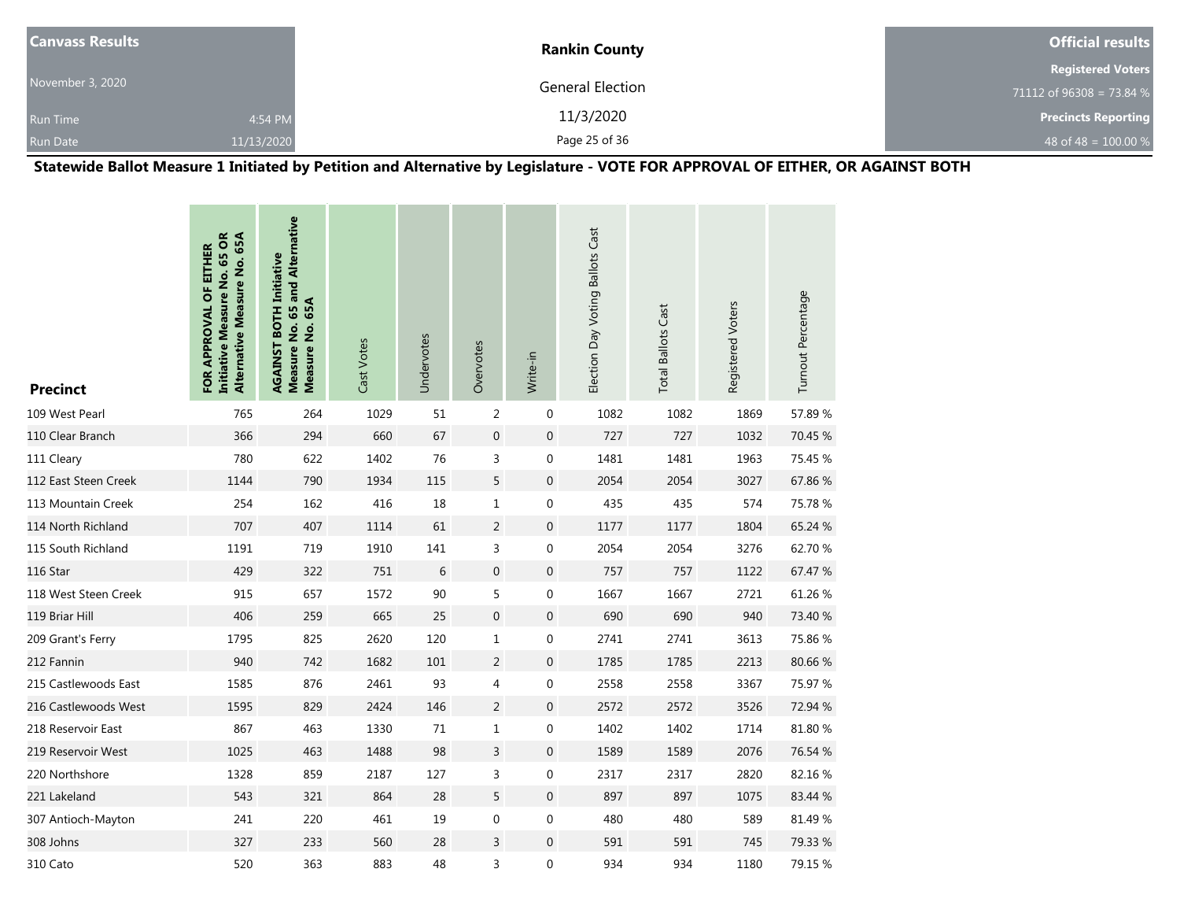**Canvass Results**

November 3, 2020

Run Time 4:54 PM

Run Date 11/13/2020

**Rankin County**

General Election

11/3/2020

**Official results**

**Registered Voters**

71112 of 96308 = 73.84 %

**Precincts Reporting**

48 of 48 = 100.00 %

## Statewide Ballot Measure 1 Initiated by Petition and Alternative by Legislature - VOTE FOR APPROVAL OF EITHER, OR AGAINST BOTH

| Precinct | FOR APPROVAL OF EITHER Initiative Measure No. 65 OR Alternative Measure No. 65A | AGAINST BOTH Initiative Measure No. 65 and Alternative Measure No. 65A | Cast Votes | Undervotes | Overvotes | Write-in | Election Day Voting Ballots Cast | Total Ballots Cast | Registered Voters | Turnout Percentage |
|---|---|---|---|---|---|---|---|---|---|---|
| 109 West Pearl | 765 | 264 | 1029 | 51 | 2 | 0 | 1082 | 1082 | 1869 | 57.89 % |
| 110 Clear Branch | 366 | 294 | 660 | 67 | 0 | 0 | 727 | 727 | 1032 | 70.45 % |
| 111 Cleary | 780 | 622 | 1402 | 76 | 3 | 0 | 1481 | 1481 | 1963 | 75.45 % |
| 112 East Steen Creek | 1144 | 790 | 1934 | 115 | 5 | 0 | 2054 | 2054 | 3027 | 67.86 % |
| 113 Mountain Creek | 254 | 162 | 416 | 18 | 1 | 0 | 435 | 435 | 574 | 75.78 % |
| 114 North Richland | 707 | 407 | 1114 | 61 | 2 | 0 | 1177 | 1177 | 1804 | 65.24 % |
| 115 South Richland | 1191 | 719 | 1910 | 141 | 3 | 0 | 2054 | 2054 | 3276 | 62.70 % |
| 116 Star | 429 | 322 | 751 | 6 | 0 | 0 | 757 | 757 | 1122 | 67.47 % |
| 118 West Steen Creek | 915 | 657 | 1572 | 90 | 5 | 0 | 1667 | 1667 | 2721 | 61.26 % |
| 119 Briar Hill | 406 | 259 | 665 | 25 | 0 | 0 | 690 | 690 | 940 | 73.40 % |
| 209 Grant's Ferry | 1795 | 825 | 2620 | 120 | 1 | 0 | 2741 | 2741 | 3613 | 75.86 % |
| 212 Fannin | 940 | 742 | 1682 | 101 | 2 | 0 | 1785 | 1785 | 2213 | 80.66 % |
| 215 Castlewoods East | 1585 | 876 | 2461 | 93 | 4 | 0 | 2558 | 2558 | 3367 | 75.97 % |
| 216 Castlewoods West | 1595 | 829 | 2424 | 146 | 2 | 0 | 2572 | 2572 | 3526 | 72.94 % |
| 218 Reservoir East | 867 | 463 | 1330 | 71 | 1 | 0 | 1402 | 1402 | 1714 | 81.80 % |
| 219 Reservoir West | 1025 | 463 | 1488 | 98 | 3 | 0 | 1589 | 1589 | 2076 | 76.54 % |
| 220 Northshore | 1328 | 859 | 2187 | 127 | 3 | 0 | 2317 | 2317 | 2820 | 82.16 % |
| 221 Lakeland | 543 | 321 | 864 | 28 | 5 | 0 | 897 | 897 | 1075 | 83.44 % |
| 307 Antioch-Mayton | 241 | 220 | 461 | 19 | 0 | 0 | 480 | 480 | 589 | 81.49 % |
| 308 Johns | 327 | 233 | 560 | 28 | 3 | 0 | 591 | 591 | 745 | 79.33 % |
| 310 Cato | 520 | 363 | 883 | 48 | 3 | 0 | 934 | 934 | 1180 | 79.15 % |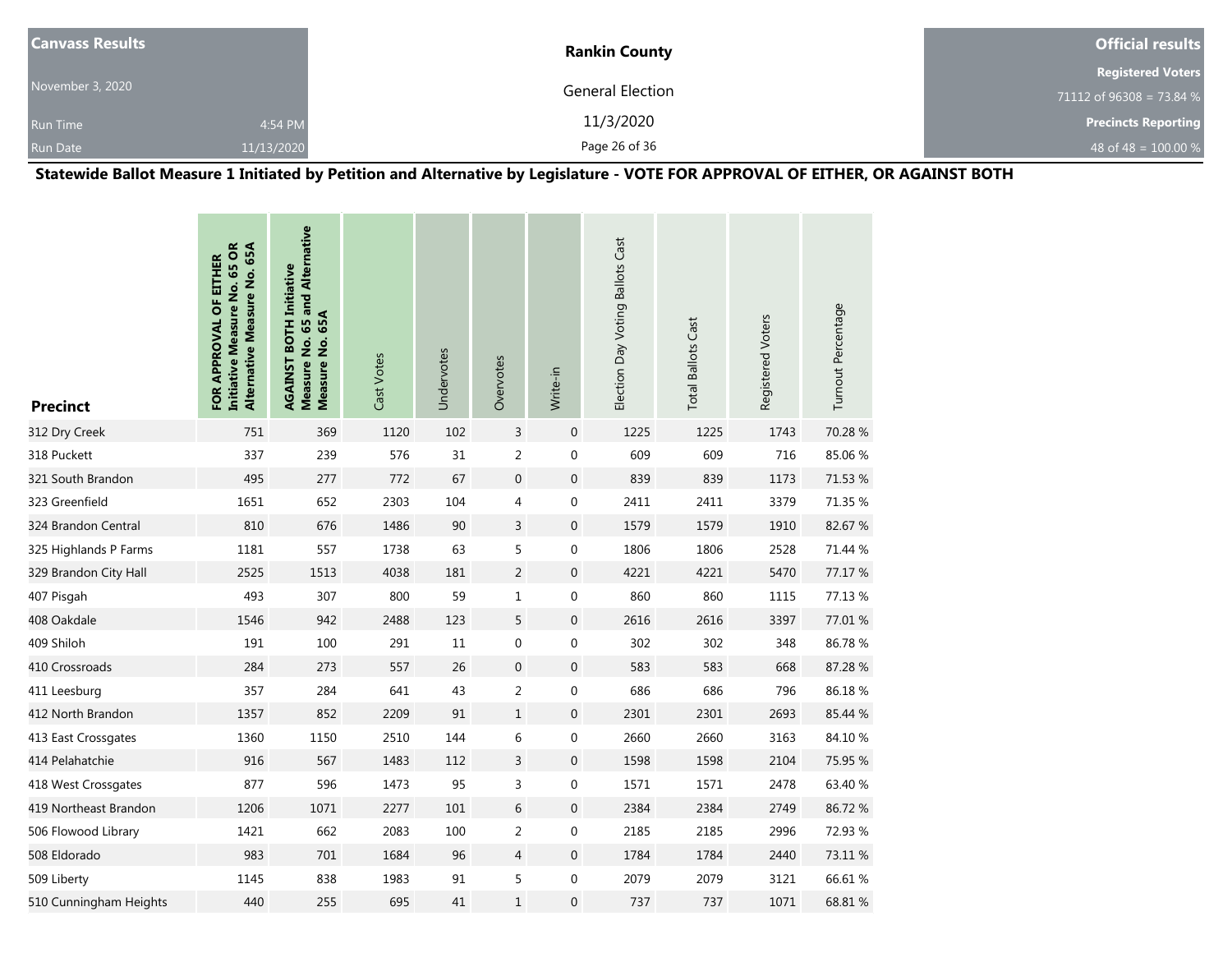| Canvass Results | Rankin County | Official results |
|---|---|---|
| November 3, 2020 | General Election | Registered Voters |
| Run Time 4:54 PM | 11/3/2020 | 71112 of 96308 = 73.84 % |
| Run Date 11/13/2020 | | Precincts Reporting |
| | | 48 of 48 = 100.00 % |

## Statewide Ballot Measure 1 Initiated by Petition and Alternative by Legislature - VOTE FOR APPROVAL OF EITHER, OR AGAINST BOTH

| Precinct | FOR APPROVAL OF EITHER Initiative Measure No. 65 OR Alternative Measure No. 65A | AGAINST BOTH Initiative Measure No. 65 and Alternative Measure No. 65A | Cast Votes | Undervotes | Overvotes | Write-in | Election Day Voting Ballots Cast | Total Ballots Cast | Registered Voters | Turnout Percentage |
|---|---|---|---|---|---|---|---|---|---|---|
| 312 Dry Creek | 751 | 369 | 1120 | 102 | 3 | 0 | 1225 | 1225 | 1743 | 70.28 % |
| 318 Puckett | 337 | 239 | 576 | 31 | 2 | 0 | 609 | 609 | 716 | 85.06 % |
| 321 South Brandon | 495 | 277 | 772 | 67 | 0 | 0 | 839 | 839 | 1173 | 71.53 % |
| 323 Greenfield | 1651 | 652 | 2303 | 104 | 4 | 0 | 2411 | 2411 | 3379 | 71.35 % |
| 324 Brandon Central | 810 | 676 | 1486 | 90 | 3 | 0 | 1579 | 1579 | 1910 | 82.67 % |
| 325 Highlands P Farms | 1181 | 557 | 1738 | 63 | 5 | 0 | 1806 | 1806 | 2528 | 71.44 % |
| 329 Brandon City Hall | 2525 | 1513 | 4038 | 181 | 2 | 0 | 4221 | 4221 | 5470 | 77.17 % |
| 407 Pisgah | 493 | 307 | 800 | 59 | 1 | 0 | 860 | 860 | 1115 | 77.13 % |
| 408 Oakdale | 1546 | 942 | 2488 | 123 | 5 | 0 | 2616 | 2616 | 3397 | 77.01 % |
| 409 Shiloh | 191 | 100 | 291 | 11 | 0 | 0 | 302 | 302 | 348 | 86.78 % |
| 410 Crossroads | 284 | 273 | 557 | 26 | 0 | 0 | 583 | 583 | 668 | 87.28 % |
| 411 Leesburg | 357 | 284 | 641 | 43 | 2 | 0 | 686 | 686 | 796 | 86.18 % |
| 412 North Brandon | 1357 | 852 | 2209 | 91 | 1 | 0 | 2301 | 2301 | 2693 | 85.44 % |
| 413 East Crossgates | 1360 | 1150 | 2510 | 144 | 6 | 0 | 2660 | 2660 | 3163 | 84.10 % |
| 414 Pelahatchie | 916 | 567 | 1483 | 112 | 3 | 0 | 1598 | 1598 | 2104 | 75.95 % |
| 418 West Crossgates | 877 | 596 | 1473 | 95 | 3 | 0 | 1571 | 1571 | 2478 | 63.40 % |
| 419 Northeast Brandon | 1206 | 1071 | 2277 | 101 | 6 | 0 | 2384 | 2384 | 2749 | 86.72 % |
| 506 Flowood Library | 1421 | 662 | 2083 | 100 | 2 | 0 | 2185 | 2185 | 2996 | 72.93 % |
| 508 Eldorado | 983 | 701 | 1684 | 96 | 4 | 0 | 1784 | 1784 | 2440 | 73.11 % |
| 509 Liberty | 1145 | 838 | 1983 | 91 | 5 | 0 | 2079 | 2079 | 3121 | 66.61 % |
| 510 Cunningham Heights | 440 | 255 | 695 | 41 | 1 | 0 | 737 | 737 | 1071 | 68.81 % |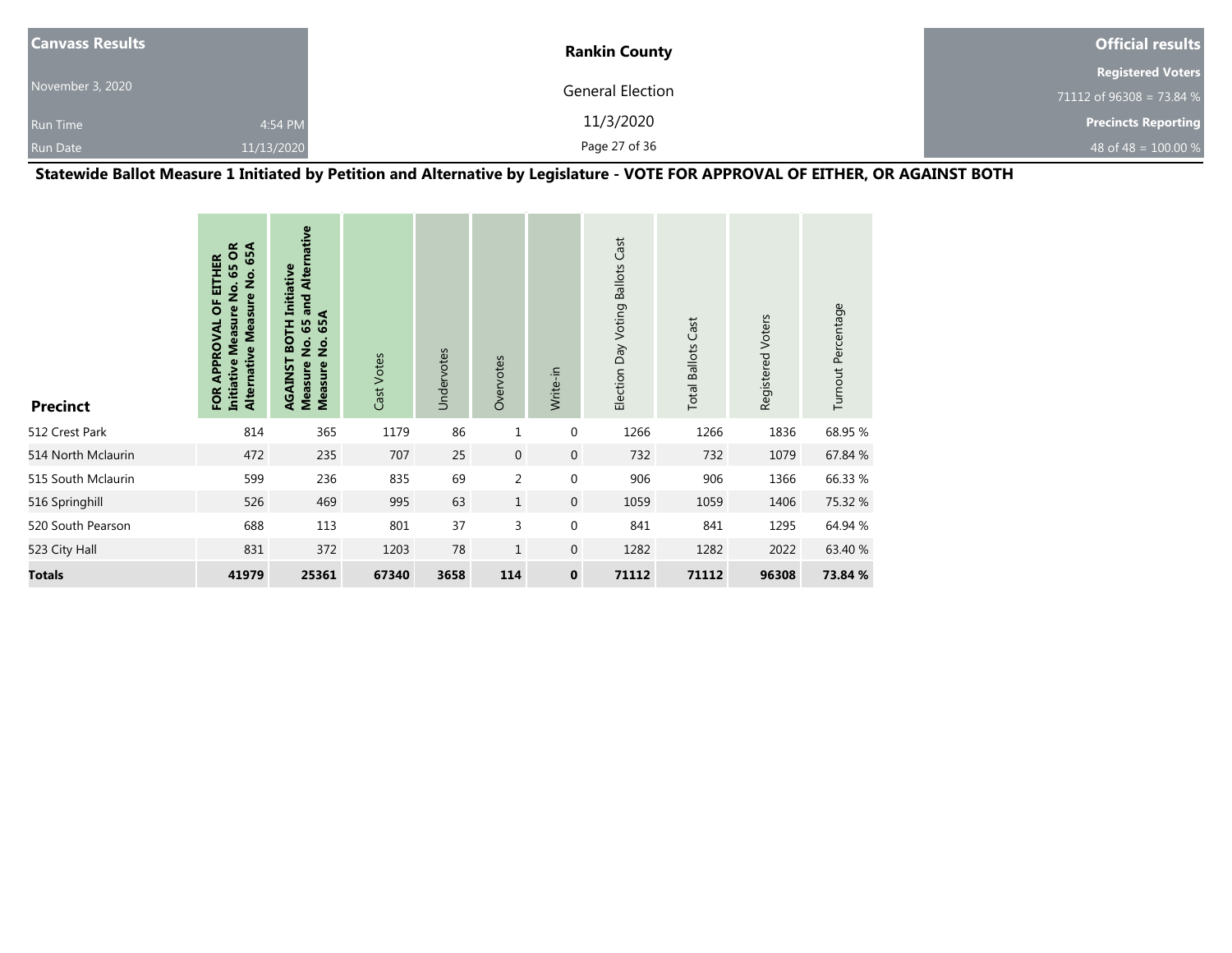**Canvass Results**

November 3, 2020

Run Time 4:54 PM

Run Date 11/13/2020

**Rankin County**

General Election

11/3/2020

**Official results**

**Registered Voters**

71112 of 96308 = 73.84 %

**Precincts Reporting**

48 of 48 = 100.00 %

## Statewide Ballot Measure 1 Initiated by Petition and Alternative by Legislature - VOTE FOR APPROVAL OF EITHER, OR AGAINST BOTH

| Precinct | FOR APPROVAL OF EITHER Initiative Measure No. 65 OR Alternative Measure No. 65A | AGAINST BOTH Initiative Measure No. 65 and Alternative Measure No. 65A | Cast Votes | Undervotes | Overvotes | Write-in | Election Day Voting Ballots Cast | Total Ballots Cast | Registered Voters | Turnout Percentage |
|---|---|---|---|---|---|---|---|---|---|---|
| 512 Crest Park | 814 | 365 | 1179 | 86 | 1 | 0 | 1266 | 1266 | 1836 | 68.95 % |
| 514 North Mclaurin | 472 | 235 | 707 | 25 | 0 | 0 | 732 | 732 | 1079 | 67.84 % |
| 515 South Mclaurin | 599 | 236 | 835 | 69 | 2 | 0 | 906 | 906 | 1366 | 66.33 % |
| 516 Springhill | 526 | 469 | 995 | 63 | 1 | 0 | 1059 | 1059 | 1406 | 75.32 % |
| 520 South Pearson | 688 | 113 | 801 | 37 | 3 | 0 | 841 | 841 | 1295 | 64.94 % |
| 523 City Hall | 831 | 372 | 1203 | 78 | 1 | 0 | 1282 | 1282 | 2022 | 63.40 % |
| **Totals** | **41979** | **25361** | **67340** | **3658** | **114** | **0** | **71112** | **71112** | **96308** | **73.84 %** |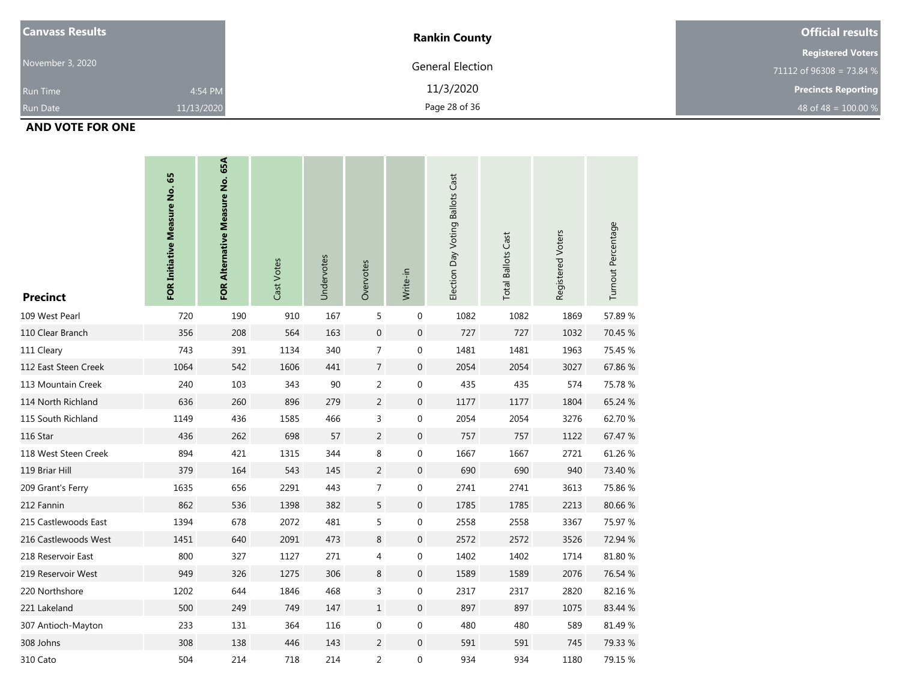| Canvass Results | | Rankin County | Official results |
|---|---|---|---|
| November 3, 2020 | | General Election | Registered Voters |
| | | | 71112 of 96308 = 73.84 % |
| Run Time | 4:54 PM | 11/3/2020 | Precincts Reporting |
| Run Date | 11/13/2020 | | 48 of 48 = 100.00 % |

**AND VOTE FOR ONE**

| Precinct | FOR Initiative Measure No. 65 | FOR Alternative Measure No. 65A | Cast Votes | Undervotes | Overvotes | Write-in | Election Day Voting Ballots Cast | Total Ballots Cast | Registered Voters | Turnout Percentage |
|---|---|---|---|---|---|---|---|---|---|---|
| 109 West Pearl | 720 | 190 | 910 | 167 | 5 | 0 | 1082 | 1082 | 1869 | 57.89 % |
| 110 Clear Branch | 356 | 208 | 564 | 163 | 0 | 0 | 727 | 727 | 1032 | 70.45 % |
| 111 Cleary | 743 | 391 | 1134 | 340 | 7 | 0 | 1481 | 1481 | 1963 | 75.45 % |
| 112 East Steen Creek | 1064 | 542 | 1606 | 441 | 7 | 0 | 2054 | 2054 | 3027 | 67.86 % |
| 113 Mountain Creek | 240 | 103 | 343 | 90 | 2 | 0 | 435 | 435 | 574 | 75.78 % |
| 114 North Richland | 636 | 260 | 896 | 279 | 2 | 0 | 1177 | 1177 | 1804 | 65.24 % |
| 115 South Richland | 1149 | 436 | 1585 | 466 | 3 | 0 | 2054 | 2054 | 3276 | 62.70 % |
| 116 Star | 436 | 262 | 698 | 57 | 2 | 0 | 757 | 757 | 1122 | 67.47 % |
| 118 West Steen Creek | 894 | 421 | 1315 | 344 | 8 | 0 | 1667 | 1667 | 2721 | 61.26 % |
| 119 Briar Hill | 379 | 164 | 543 | 145 | 2 | 0 | 690 | 690 | 940 | 73.40 % |
| 209 Grant's Ferry | 1635 | 656 | 2291 | 443 | 7 | 0 | 2741 | 2741 | 3613 | 75.86 % |
| 212 Fannin | 862 | 536 | 1398 | 382 | 5 | 0 | 1785 | 1785 | 2213 | 80.66 % |
| 215 Castlewoods East | 1394 | 678 | 2072 | 481 | 5 | 0 | 2558 | 2558 | 3367 | 75.97 % |
| 216 Castlewoods West | 1451 | 640 | 2091 | 473 | 8 | 0 | 2572 | 2572 | 3526 | 72.94 % |
| 218 Reservoir East | 800 | 327 | 1127 | 271 | 4 | 0 | 1402 | 1402 | 1714 | 81.80 % |
| 219 Reservoir West | 949 | 326 | 1275 | 306 | 8 | 0 | 1589 | 1589 | 2076 | 76.54 % |
| 220 Northshore | 1202 | 644 | 1846 | 468 | 3 | 0 | 2317 | 2317 | 2820 | 82.16 % |
| 221 Lakeland | 500 | 249 | 749 | 147 | 1 | 0 | 897 | 897 | 1075 | 83.44 % |
| 307 Antioch-Mayton | 233 | 131 | 364 | 116 | 0 | 0 | 480 | 480 | 589 | 81.49 % |
| 308 Johns | 308 | 138 | 446 | 143 | 2 | 0 | 591 | 591 | 745 | 79.33 % |
| 310 Cato | 504 | 214 | 718 | 214 | 2 | 0 | 934 | 934 | 1180 | 79.15 % |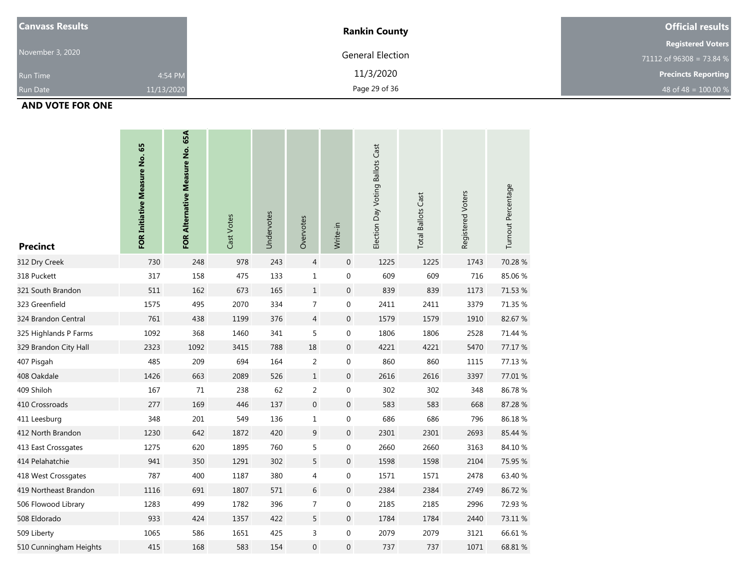**Canvass Results**

November 3, 2020

Run Time 4:54 PM

Run Date 11/13/2020

**Rankin County**

General Election

11/3/2020

**Official results**

**Registered Voters**

71112 of 96308 = 73.84 %

**Precincts Reporting**

48 of 48 = 100.00 %

**AND VOTE FOR ONE**

| Precinct | FOR Initiative Measure No. 65 | FOR Alternative Measure No. 65A | Cast Votes | Undervotes | Overvotes | Write-in | Election Day Voting Ballots Cast | Total Ballots Cast | Registered Voters | Turnout Percentage |
|---|---|---|---|---|---|---|---|---|---|---|
| 312 Dry Creek | 730 | 248 | 978 | 243 | 4 | 0 | 1225 | 1225 | 1743 | 70.28 % |
| 318 Puckett | 317 | 158 | 475 | 133 | 1 | 0 | 609 | 609 | 716 | 85.06 % |
| 321 South Brandon | 511 | 162 | 673 | 165 | 1 | 0 | 839 | 839 | 1173 | 71.53 % |
| 323 Greenfield | 1575 | 495 | 2070 | 334 | 7 | 0 | 2411 | 2411 | 3379 | 71.35 % |
| 324 Brandon Central | 761 | 438 | 1199 | 376 | 4 | 0 | 1579 | 1579 | 1910 | 82.67 % |
| 325 Highlands P Farms | 1092 | 368 | 1460 | 341 | 5 | 0 | 1806 | 1806 | 2528 | 71.44 % |
| 329 Brandon City Hall | 2323 | 1092 | 3415 | 788 | 18 | 0 | 4221 | 4221 | 5470 | 77.17 % |
| 407 Pisgah | 485 | 209 | 694 | 164 | 2 | 0 | 860 | 860 | 1115 | 77.13 % |
| 408 Oakdale | 1426 | 663 | 2089 | 526 | 1 | 0 | 2616 | 2616 | 3397 | 77.01 % |
| 409 Shiloh | 167 | 71 | 238 | 62 | 2 | 0 | 302 | 302 | 348 | 86.78 % |
| 410 Crossroads | 277 | 169 | 446 | 137 | 0 | 0 | 583 | 583 | 668 | 87.28 % |
| 411 Leesburg | 348 | 201 | 549 | 136 | 1 | 0 | 686 | 686 | 796 | 86.18 % |
| 412 North Brandon | 1230 | 642 | 1872 | 420 | 9 | 0 | 2301 | 2301 | 2693 | 85.44 % |
| 413 East Crossgates | 1275 | 620 | 1895 | 760 | 5 | 0 | 2660 | 2660 | 3163 | 84.10 % |
| 414 Pelahatchie | 941 | 350 | 1291 | 302 | 5 | 0 | 1598 | 1598 | 2104 | 75.95 % |
| 418 West Crossgates | 787 | 400 | 1187 | 380 | 4 | 0 | 1571 | 1571 | 2478 | 63.40 % |
| 419 Northeast Brandon | 1116 | 691 | 1807 | 571 | 6 | 0 | 2384 | 2384 | 2749 | 86.72 % |
| 506 Flowood Library | 1283 | 499 | 1782 | 396 | 7 | 0 | 2185 | 2185 | 2996 | 72.93 % |
| 508 Eldorado | 933 | 424 | 1357 | 422 | 5 | 0 | 1784 | 1784 | 2440 | 73.11 % |
| 509 Liberty | 1065 | 586 | 1651 | 425 | 3 | 0 | 2079 | 2079 | 3121 | 66.61 % |
| 510 Cunningham Heights | 415 | 168 | 583 | 154 | 0 | 0 | 737 | 737 | 1071 | 68.81 % |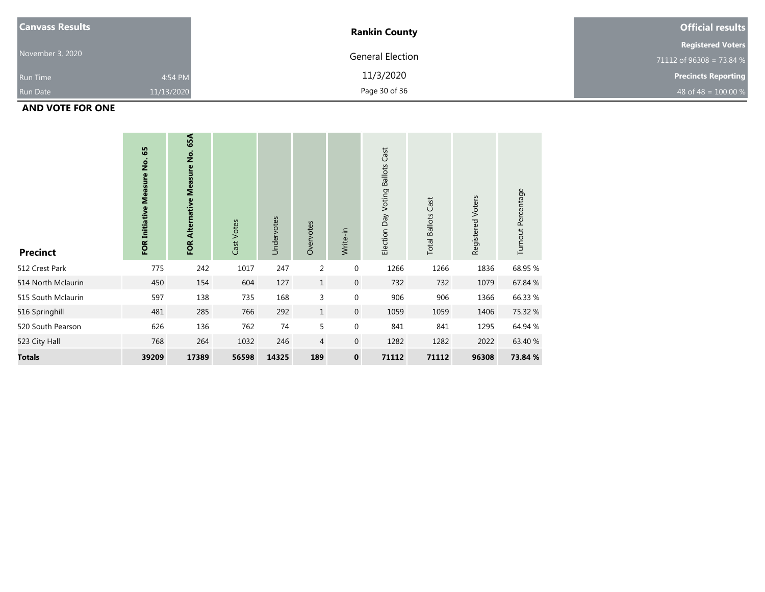| Canvass Results | | Rankin County | Official results |
|---|---|---|---|
| November 3, 2020 | | General Election | Registered Voters |
| Run Time | 4:54 PM | 11/3/2020 | 71112 of 96308 = 73.84 % |
| Run Date | 11/13/2020 | | Precincts Reporting |
| | | | 48 of 48 = 100.00 % |

**AND VOTE FOR ONE**

| Precinct | FOR Initiative Measure No. 65 | FOR Alternative Measure No. 65A | Cast Votes | Undervotes | Overvotes | Write-in | Election Day Voting Ballots Cast | Total Ballots Cast | Registered Voters | Turnout Percentage |
|---|---|---|---|---|---|---|---|---|---|---|
| 512 Crest Park | 775 | 242 | 1017 | 247 | 2 | 0 | 1266 | 1266 | 1836 | 68.95 % |
| 514 North Mclaurin | 450 | 154 | 604 | 127 | 1 | 0 | 732 | 732 | 1079 | 67.84 % |
| 515 South Mclaurin | 597 | 138 | 735 | 168 | 3 | 0 | 906 | 906 | 1366 | 66.33 % |
| 516 Springhill | 481 | 285 | 766 | 292 | 1 | 0 | 1059 | 1059 | 1406 | 75.32 % |
| 520 South Pearson | 626 | 136 | 762 | 74 | 5 | 0 | 841 | 841 | 1295 | 64.94 % |
| 523 City Hall | 768 | 264 | 1032 | 246 | 4 | 0 | 1282 | 1282 | 2022 | 63.40 % |
| **Totals** | **39209** | **17389** | **56598** | **14325** | **189** | **0** | **71112** | **71112** | **96308** | **73.84 %** |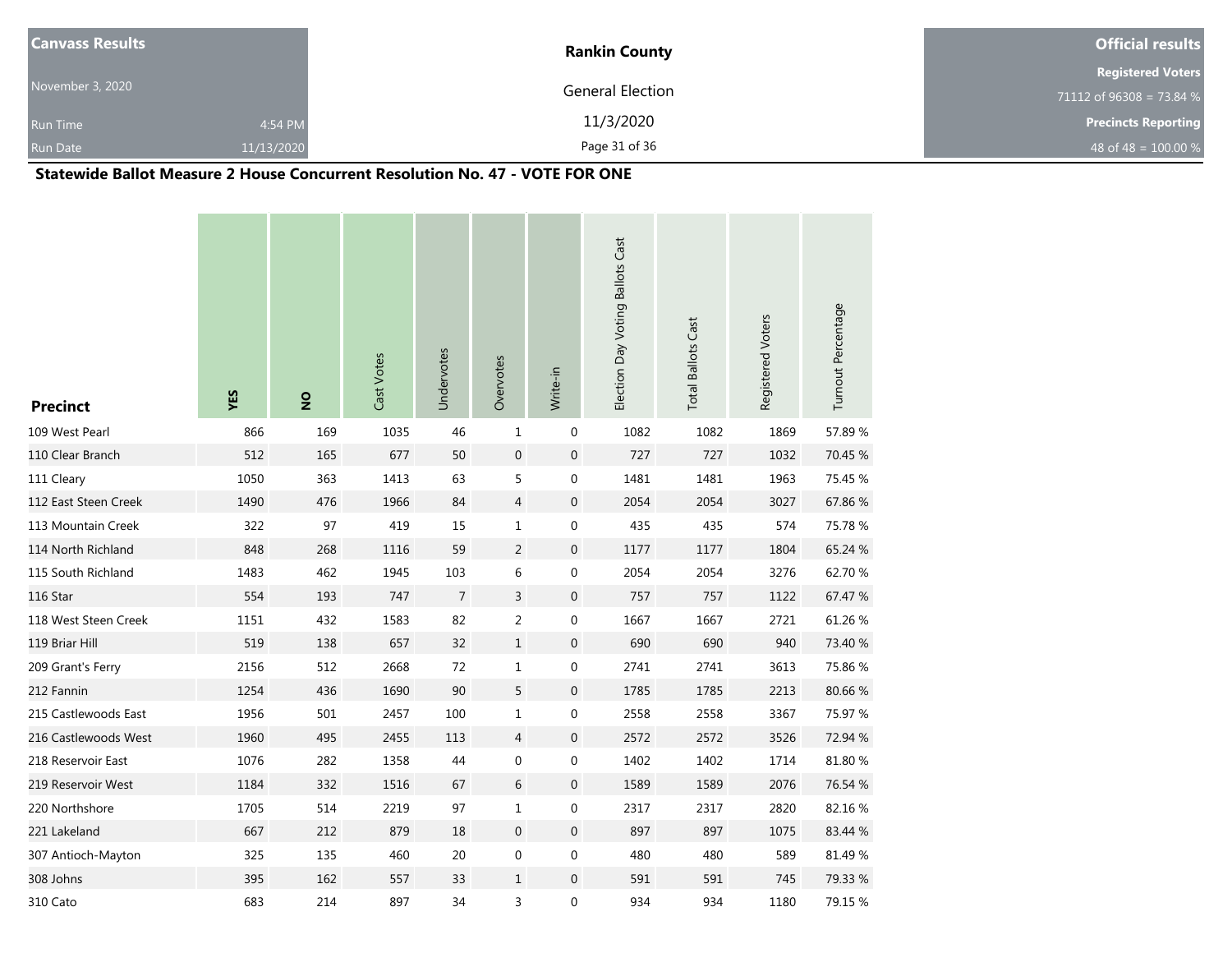| Canvass Results | Rankin County | Official results |
|---|---|---|
| November 3, 2020 | General Election | Registered Voters |
| Run Time 4:54 PM | 11/3/2020 | 71112 of 96308 = 73.84 % |
| Run Date 11/13/2020 | | Precincts Reporting 48 of 48 = 100.00 % |

## Statewide Ballot Measure 2 House Concurrent Resolution No. 47 - VOTE FOR ONE

| Precinct | YES | NO | Cast Votes | Undervotes | Overvotes | Write-in | Election Day Voting Ballots Cast | Total Ballots Cast | Registered Voters | Turnout Percentage |
|---|---|---|---|---|---|---|---|---|---|---|
| 109 West Pearl | 866 | 169 | 1035 | 46 | 1 | 0 | 1082 | 1082 | 1869 | 57.89 % |
| 110 Clear Branch | 512 | 165 | 677 | 50 | 0 | 0 | 727 | 727 | 1032 | 70.45 % |
| 111 Cleary | 1050 | 363 | 1413 | 63 | 5 | 0 | 1481 | 1481 | 1963 | 75.45 % |
| 112 East Steen Creek | 1490 | 476 | 1966 | 84 | 4 | 0 | 2054 | 2054 | 3027 | 67.86 % |
| 113 Mountain Creek | 322 | 97 | 419 | 15 | 1 | 0 | 435 | 435 | 574 | 75.78 % |
| 114 North Richland | 848 | 268 | 1116 | 59 | 2 | 0 | 1177 | 1177 | 1804 | 65.24 % |
| 115 South Richland | 1483 | 462 | 1945 | 103 | 6 | 0 | 2054 | 2054 | 3276 | 62.70 % |
| 116 Star | 554 | 193 | 747 | 7 | 3 | 0 | 757 | 757 | 1122 | 67.47 % |
| 118 West Steen Creek | 1151 | 432 | 1583 | 82 | 2 | 0 | 1667 | 1667 | 2721 | 61.26 % |
| 119 Briar Hill | 519 | 138 | 657 | 32 | 1 | 0 | 690 | 690 | 940 | 73.40 % |
| 209 Grant's Ferry | 2156 | 512 | 2668 | 72 | 1 | 0 | 2741 | 2741 | 3613 | 75.86 % |
| 212 Fannin | 1254 | 436 | 1690 | 90 | 5 | 0 | 1785 | 1785 | 2213 | 80.66 % |
| 215 Castlewoods East | 1956 | 501 | 2457 | 100 | 1 | 0 | 2558 | 2558 | 3367 | 75.97 % |
| 216 Castlewoods West | 1960 | 495 | 2455 | 113 | 4 | 0 | 2572 | 2572 | 3526 | 72.94 % |
| 218 Reservoir East | 1076 | 282 | 1358 | 44 | 0 | 0 | 1402 | 1402 | 1714 | 81.80 % |
| 219 Reservoir West | 1184 | 332 | 1516 | 67 | 6 | 0 | 1589 | 1589 | 2076 | 76.54 % |
| 220 Northshore | 1705 | 514 | 2219 | 97 | 1 | 0 | 2317 | 2317 | 2820 | 82.16 % |
| 221 Lakeland | 667 | 212 | 879 | 18 | 0 | 0 | 897 | 897 | 1075 | 83.44 % |
| 307 Antioch-Mayton | 325 | 135 | 460 | 20 | 0 | 0 | 480 | 480 | 589 | 81.49 % |
| 308 Johns | 395 | 162 | 557 | 33 | 1 | 0 | 591 | 591 | 745 | 79.33 % |
| 310 Cato | 683 | 214 | 897 | 34 | 3 | 0 | 934 | 934 | 1180 | 79.15 % |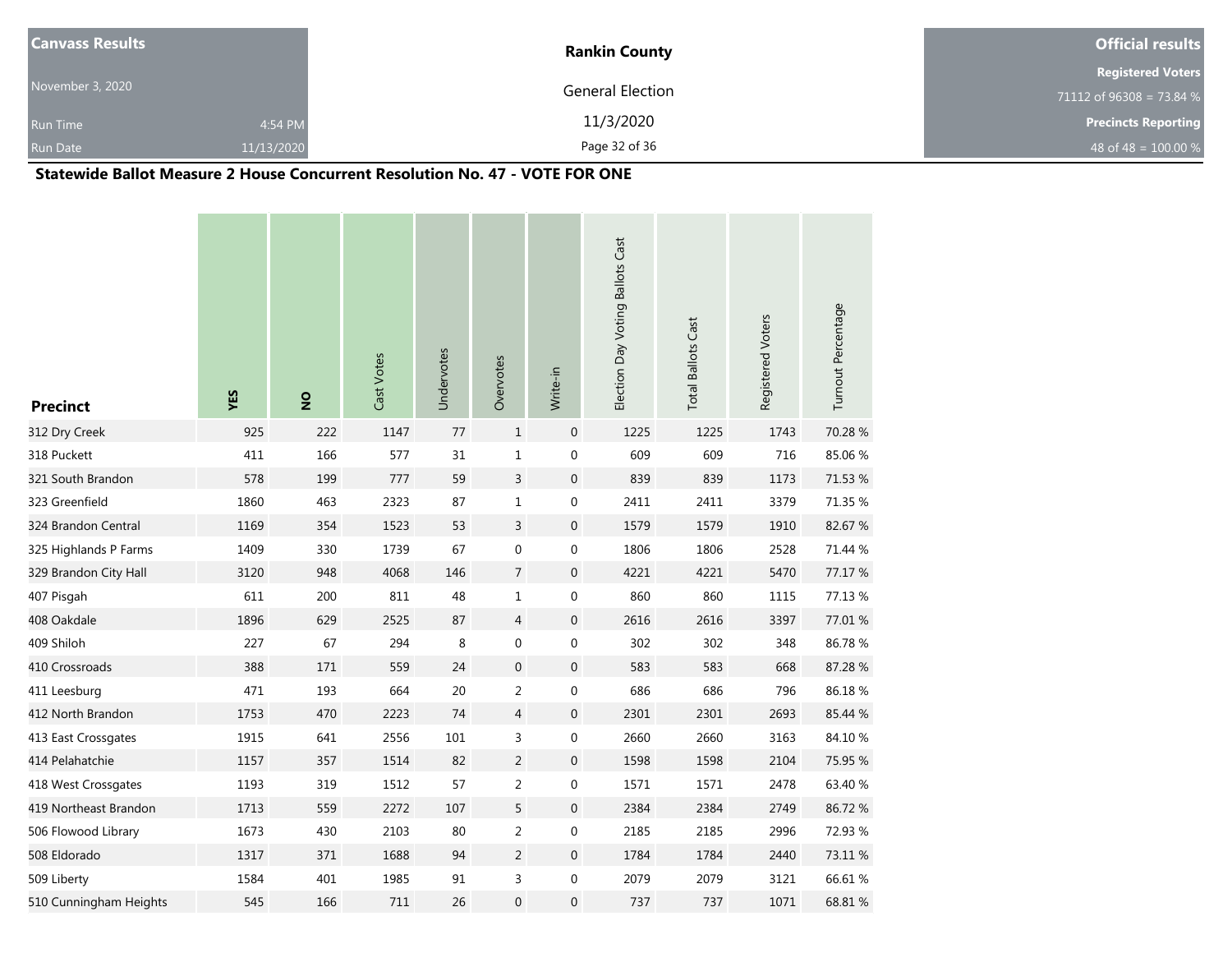**Canvass Results**

November 3, 2020

Run Time 4:54 PM

Run Date 11/13/2020

**Rankin County**

General Election

11/3/2020

**Official results**

**Registered Voters**

71112 of 96308 = 73.84 %

**Precincts Reporting**

48 of 48 = 100.00 %

## Statewide Ballot Measure 2 House Concurrent Resolution No. 47 - VOTE FOR ONE

| Precinct | YES | NO | Cast Votes | Undervotes | Overvotes | Write-in | Election Day Voting Ballots Cast | Total Ballots Cast | Registered Voters | Turnout Percentage |
|---|---|---|---|---|---|---|---|---|---|---|
| 312 Dry Creek | 925 | 222 | 1147 | 77 | 1 | 0 | 1225 | 1225 | 1743 | 70.28 % |
| 318 Puckett | 411 | 166 | 577 | 31 | 1 | 0 | 609 | 609 | 716 | 85.06 % |
| 321 South Brandon | 578 | 199 | 777 | 59 | 3 | 0 | 839 | 839 | 1173 | 71.53 % |
| 323 Greenfield | 1860 | 463 | 2323 | 87 | 1 | 0 | 2411 | 2411 | 3379 | 71.35 % |
| 324 Brandon Central | 1169 | 354 | 1523 | 53 | 3 | 0 | 1579 | 1579 | 1910 | 82.67 % |
| 325 Highlands P Farms | 1409 | 330 | 1739 | 67 | 0 | 0 | 1806 | 1806 | 2528 | 71.44 % |
| 329 Brandon City Hall | 3120 | 948 | 4068 | 146 | 7 | 0 | 4221 | 4221 | 5470 | 77.17 % |
| 407 Pisgah | 611 | 200 | 811 | 48 | 1 | 0 | 860 | 860 | 1115 | 77.13 % |
| 408 Oakdale | 1896 | 629 | 2525 | 87 | 4 | 0 | 2616 | 2616 | 3397 | 77.01 % |
| 409 Shiloh | 227 | 67 | 294 | 8 | 0 | 0 | 302 | 302 | 348 | 86.78 % |
| 410 Crossroads | 388 | 171 | 559 | 24 | 0 | 0 | 583 | 583 | 668 | 87.28 % |
| 411 Leesburg | 471 | 193 | 664 | 20 | 2 | 0 | 686 | 686 | 796 | 86.18 % |
| 412 North Brandon | 1753 | 470 | 2223 | 74 | 4 | 0 | 2301 | 2301 | 2693 | 85.44 % |
| 413 East Crossgates | 1915 | 641 | 2556 | 101 | 3 | 0 | 2660 | 2660 | 3163 | 84.10 % |
| 414 Pelahatchie | 1157 | 357 | 1514 | 82 | 2 | 0 | 1598 | 1598 | 2104 | 75.95 % |
| 418 West Crossgates | 1193 | 319 | 1512 | 57 | 2 | 0 | 1571 | 1571 | 2478 | 63.40 % |
| 419 Northeast Brandon | 1713 | 559 | 2272 | 107 | 5 | 0 | 2384 | 2384 | 2749 | 86.72 % |
| 506 Flowood Library | 1673 | 430 | 2103 | 80 | 2 | 0 | 2185 | 2185 | 2996 | 72.93 % |
| 508 Eldorado | 1317 | 371 | 1688 | 94 | 2 | 0 | 1784 | 1784 | 2440 | 73.11 % |
| 509 Liberty | 1584 | 401 | 1985 | 91 | 3 | 0 | 2079 | 2079 | 3121 | 66.61 % |
| 510 Cunningham Heights | 545 | 166 | 711 | 26 | 0 | 0 | 737 | 737 | 1071 | 68.81 % |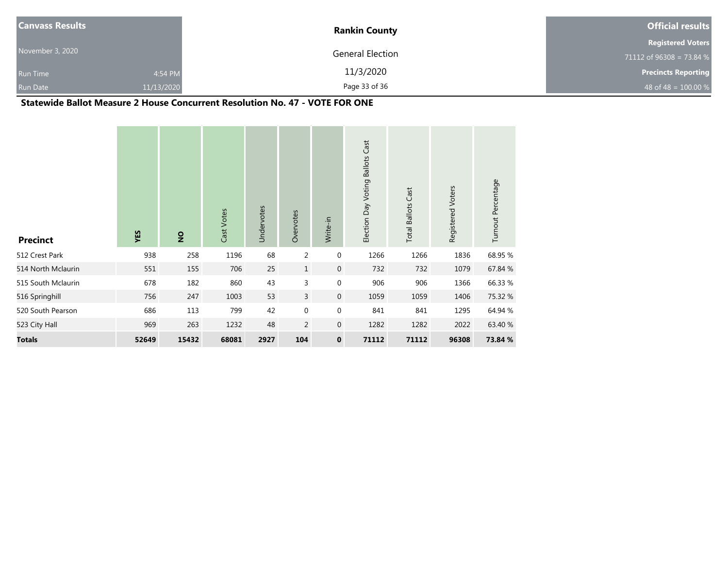**Canvass Results**

November 3, 2020

Run Time 4:54 PM

Run Date 11/13/2020

**Rankin County**

General Election

11/3/2020

**Official results**

**Registered Voters**

71112 of 96308 = 73.84 %

**Precincts Reporting**

48 of 48 = 100.00 %

## Statewide Ballot Measure 2 House Concurrent Resolution No. 47 - VOTE FOR ONE

| Precinct | YES | NO | Cast Votes | Undervotes | Overvotes | Write-in | Election Day Voting Ballots Cast | Total Ballots Cast | Registered Voters | Turnout Percentage |
|---|---|---|---|---|---|---|---|---|---|---|
| 512 Crest Park | 938 | 258 | 1196 | 68 | 2 | 0 | 1266 | 1266 | 1836 | 68.95 % |
| 514 North Mclaurin | 551 | 155 | 706 | 25 | 1 | 0 | 732 | 732 | 1079 | 67.84 % |
| 515 South Mclaurin | 678 | 182 | 860 | 43 | 3 | 0 | 906 | 906 | 1366 | 66.33 % |
| 516 Springhill | 756 | 247 | 1003 | 53 | 3 | 0 | 1059 | 1059 | 1406 | 75.32 % |
| 520 South Pearson | 686 | 113 | 799 | 42 | 0 | 0 | 841 | 841 | 1295 | 64.94 % |
| 523 City Hall | 969 | 263 | 1232 | 48 | 2 | 0 | 1282 | 1282 | 2022 | 63.40 % |
| **Totals** | **52649** | **15432** | **68081** | **2927** | **104** | **0** | **71112** | **71112** | **96308** | **73.84 %** |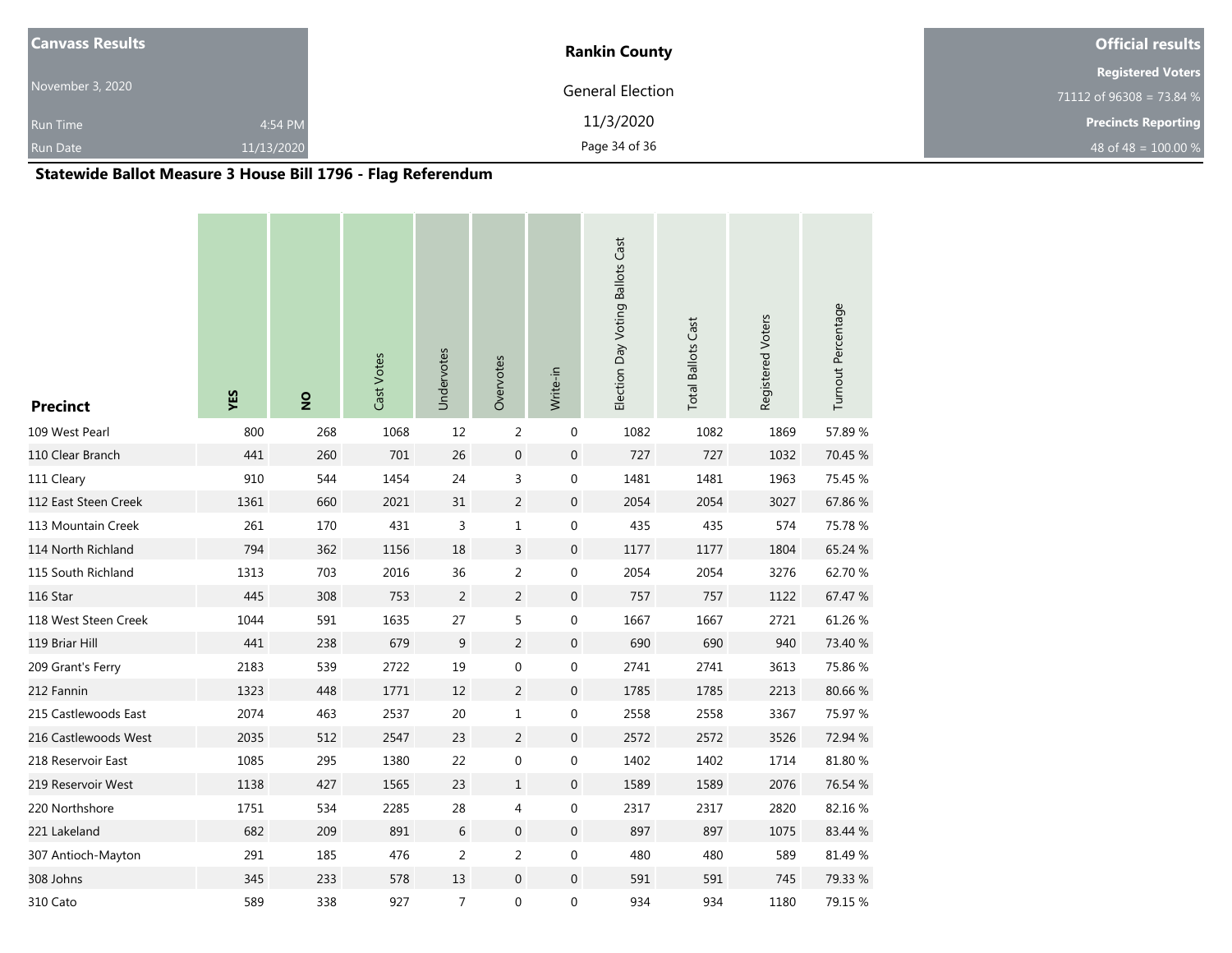| Canvass Results | Rankin County | Official results |
|---|---|---|
| November 3, 2020 | General Election | Registered Voters |
| Run Time 4:54 PM | 11/3/2020 | 71112 of 96308 = 73.84 % |
| Run Date 11/13/2020 | | Precincts Reporting |
| | | 48 of 48 = 100.00 % |

## Statewide Ballot Measure 3 House Bill 1796 - Flag Referendum

| Precinct | YES | NO | Cast Votes | Undervotes | Overvotes | Write-in | Election Day Voting Ballots Cast | Total Ballots Cast | Registered Voters | Turnout Percentage |
|---|---|---|---|---|---|---|---|---|---|---|
| 109 West Pearl | 800 | 268 | 1068 | 12 | 2 | 0 | 1082 | 1082 | 1869 | 57.89 % |
| 110 Clear Branch | 441 | 260 | 701 | 26 | 0 | 0 | 727 | 727 | 1032 | 70.45 % |
| 111 Cleary | 910 | 544 | 1454 | 24 | 3 | 0 | 1481 | 1481 | 1963 | 75.45 % |
| 112 East Steen Creek | 1361 | 660 | 2021 | 31 | 2 | 0 | 2054 | 2054 | 3027 | 67.86 % |
| 113 Mountain Creek | 261 | 170 | 431 | 3 | 1 | 0 | 435 | 435 | 574 | 75.78 % |
| 114 North Richland | 794 | 362 | 1156 | 18 | 3 | 0 | 1177 | 1177 | 1804 | 65.24 % |
| 115 South Richland | 1313 | 703 | 2016 | 36 | 2 | 0 | 2054 | 2054 | 3276 | 62.70 % |
| 116 Star | 445 | 308 | 753 | 2 | 2 | 0 | 757 | 757 | 1122 | 67.47 % |
| 118 West Steen Creek | 1044 | 591 | 1635 | 27 | 5 | 0 | 1667 | 1667 | 2721 | 61.26 % |
| 119 Briar Hill | 441 | 238 | 679 | 9 | 2 | 0 | 690 | 690 | 940 | 73.40 % |
| 209 Grant's Ferry | 2183 | 539 | 2722 | 19 | 0 | 0 | 2741 | 2741 | 3613 | 75.86 % |
| 212 Fannin | 1323 | 448 | 1771 | 12 | 2 | 0 | 1785 | 1785 | 2213 | 80.66 % |
| 215 Castlewoods East | 2074 | 463 | 2537 | 20 | 1 | 0 | 2558 | 2558 | 3367 | 75.97 % |
| 216 Castlewoods West | 2035 | 512 | 2547 | 23 | 2 | 0 | 2572 | 2572 | 3526 | 72.94 % |
| 218 Reservoir East | 1085 | 295 | 1380 | 22 | 0 | 0 | 1402 | 1402 | 1714 | 81.80 % |
| 219 Reservoir West | 1138 | 427 | 1565 | 23 | 1 | 0 | 1589 | 1589 | 2076 | 76.54 % |
| 220 Northshore | 1751 | 534 | 2285 | 28 | 4 | 0 | 2317 | 2317 | 2820 | 82.16 % |
| 221 Lakeland | 682 | 209 | 891 | 6 | 0 | 0 | 897 | 897 | 1075 | 83.44 % |
| 307 Antioch-Mayton | 291 | 185 | 476 | 2 | 2 | 0 | 480 | 480 | 589 | 81.49 % |
| 308 Johns | 345 | 233 | 578 | 13 | 0 | 0 | 591 | 591 | 745 | 79.33 % |
| 310 Cato | 589 | 338 | 927 | 7 | 0 | 0 | 934 | 934 | 1180 | 79.15 % |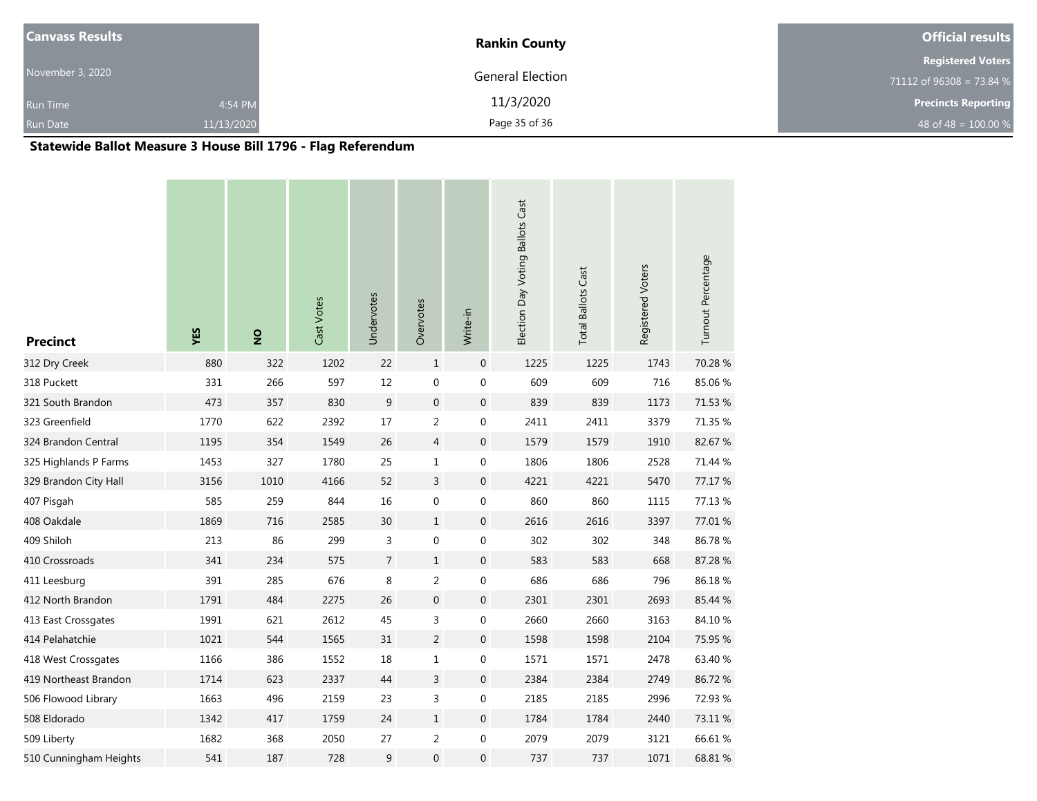| Canvass Results | | Rankin County | Official results |
|---|---|---|---|
| November 3, 2020 | | General Election | Registered Voters |
| | | | 71112 of 96308 = 73.84 % |
| Run Time | 4:54 PM | 11/3/2020 | Precincts Reporting |
| Run Date | 11/13/2020 | | 48 of 48 = 100.00 % |

## Statewide Ballot Measure 3 House Bill 1796 - Flag Referendum

| Precinct | YES | NO | Cast Votes | Undervotes | Overvotes | Write-in | Election Day Voting Ballots Cast | Total Ballots Cast | Registered Voters | Turnout Percentage |
|---|---|---|---|---|---|---|---|---|---|---|
| 312 Dry Creek | 880 | 322 | 1202 | 22 | 1 | 0 | 1225 | 1225 | 1743 | 70.28 % |
| 318 Puckett | 331 | 266 | 597 | 12 | 0 | 0 | 609 | 609 | 716 | 85.06 % |
| 321 South Brandon | 473 | 357 | 830 | 9 | 0 | 0 | 839 | 839 | 1173 | 71.53 % |
| 323 Greenfield | 1770 | 622 | 2392 | 17 | 2 | 0 | 2411 | 2411 | 3379 | 71.35 % |
| 324 Brandon Central | 1195 | 354 | 1549 | 26 | 4 | 0 | 1579 | 1579 | 1910 | 82.67 % |
| 325 Highlands P Farms | 1453 | 327 | 1780 | 25 | 1 | 0 | 1806 | 1806 | 2528 | 71.44 % |
| 329 Brandon City Hall | 3156 | 1010 | 4166 | 52 | 3 | 0 | 4221 | 4221 | 5470 | 77.17 % |
| 407 Pisgah | 585 | 259 | 844 | 16 | 0 | 0 | 860 | 860 | 1115 | 77.13 % |
| 408 Oakdale | 1869 | 716 | 2585 | 30 | 1 | 0 | 2616 | 2616 | 3397 | 77.01 % |
| 409 Shiloh | 213 | 86 | 299 | 3 | 0 | 0 | 302 | 302 | 348 | 86.78 % |
| 410 Crossroads | 341 | 234 | 575 | 7 | 1 | 0 | 583 | 583 | 668 | 87.28 % |
| 411 Leesburg | 391 | 285 | 676 | 8 | 2 | 0 | 686 | 686 | 796 | 86.18 % |
| 412 North Brandon | 1791 | 484 | 2275 | 26 | 0 | 0 | 2301 | 2301 | 2693 | 85.44 % |
| 413 East Crossgates | 1991 | 621 | 2612 | 45 | 3 | 0 | 2660 | 2660 | 3163 | 84.10 % |
| 414 Pelahatchie | 1021 | 544 | 1565 | 31 | 2 | 0 | 1598 | 1598 | 2104 | 75.95 % |
| 418 West Crossgates | 1166 | 386 | 1552 | 18 | 1 | 0 | 1571 | 1571 | 2478 | 63.40 % |
| 419 Northeast Brandon | 1714 | 623 | 2337 | 44 | 3 | 0 | 2384 | 2384 | 2749 | 86.72 % |
| 506 Flowood Library | 1663 | 496 | 2159 | 23 | 3 | 0 | 2185 | 2185 | 2996 | 72.93 % |
| 508 Eldorado | 1342 | 417 | 1759 | 24 | 1 | 0 | 1784 | 1784 | 2440 | 73.11 % |
| 509 Liberty | 1682 | 368 | 2050 | 27 | 2 | 0 | 2079 | 2079 | 3121 | 66.61 % |
| 510 Cunningham Heights | 541 | 187 | 728 | 9 | 0 | 0 | 737 | 737 | 1071 | 68.81 % |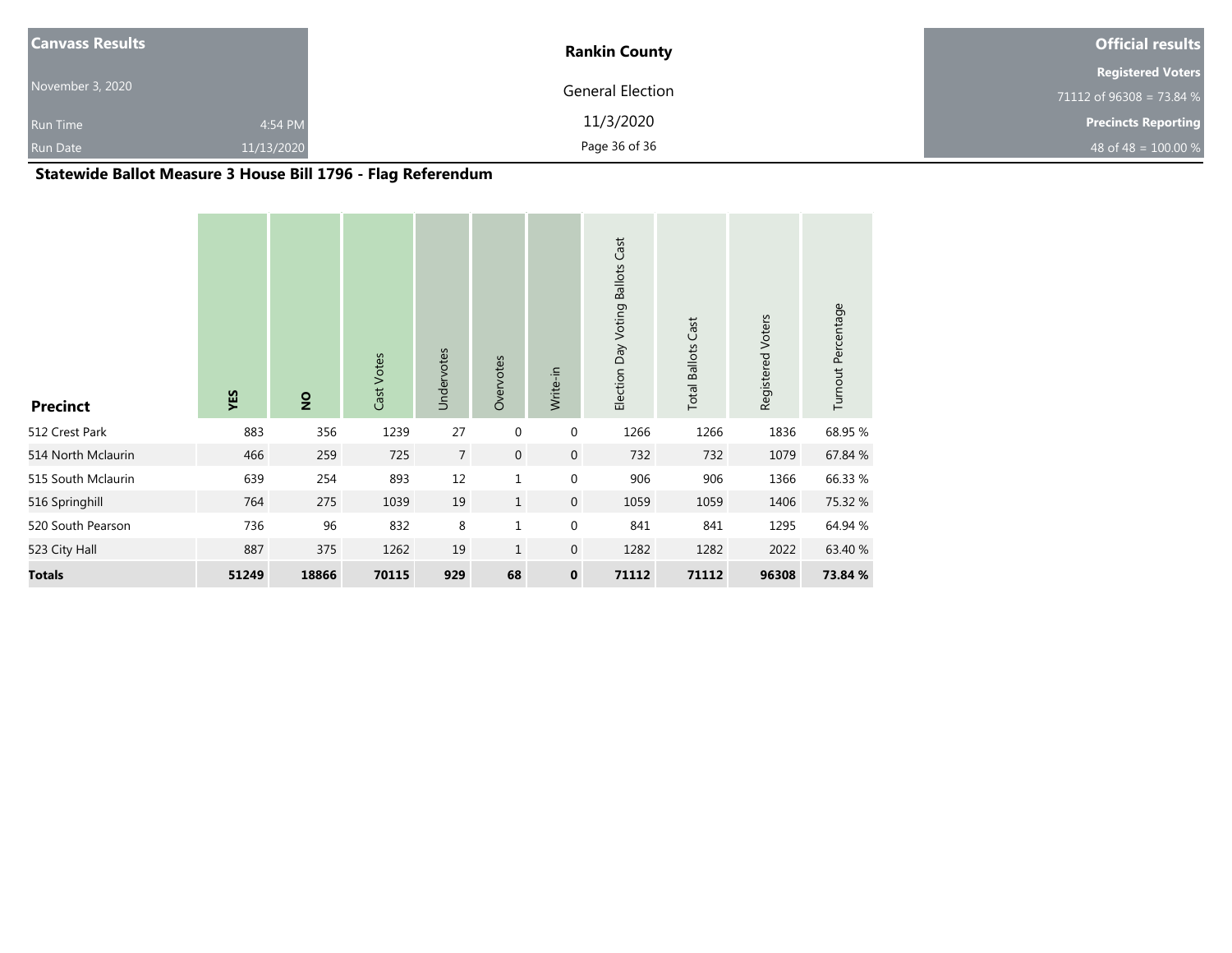| Canvass Results | | Rankin County | Official results |
|---|---|---|---|
| November 3, 2020 | | General Election | Registered Voters |
| | | | 71112 of 96308 = 73.84 % |
| Run Time | 4:54 PM | 11/3/2020 | Precincts Reporting |
| Run Date | 11/13/2020 | | 48 of 48 = 100.00 % |

## Statewide Ballot Measure 3 House Bill 1796 - Flag Referendum

| Precinct | YES | NO | Cast Votes | Undervotes | Overvotes | Write-in | Election Day Voting Ballots Cast | Total Ballots Cast | Registered Voters | Turnout Percentage |
|---|---|---|---|---|---|---|---|---|---|---|
| 512 Crest Park | 883 | 356 | 1239 | 27 | 0 | 0 | 1266 | 1266 | 1836 | 68.95 % |
| 514 North Mclaurin | 466 | 259 | 725 | 7 | 0 | 0 | 732 | 732 | 1079 | 67.84 % |
| 515 South Mclaurin | 639 | 254 | 893 | 12 | 1 | 0 | 906 | 906 | 1366 | 66.33 % |
| 516 Springhill | 764 | 275 | 1039 | 19 | 1 | 0 | 1059 | 1059 | 1406 | 75.32 % |
| 520 South Pearson | 736 | 96 | 832 | 8 | 1 | 0 | 841 | 841 | 1295 | 64.94 % |
| 523 City Hall | 887 | 375 | 1262 | 19 | 1 | 0 | 1282 | 1282 | 2022 | 63.40 % |
| **Totals** | **51249** | **18866** | **70115** | **929** | **68** | **0** | **71112** | **71112** | **96308** | **73.84 %** |